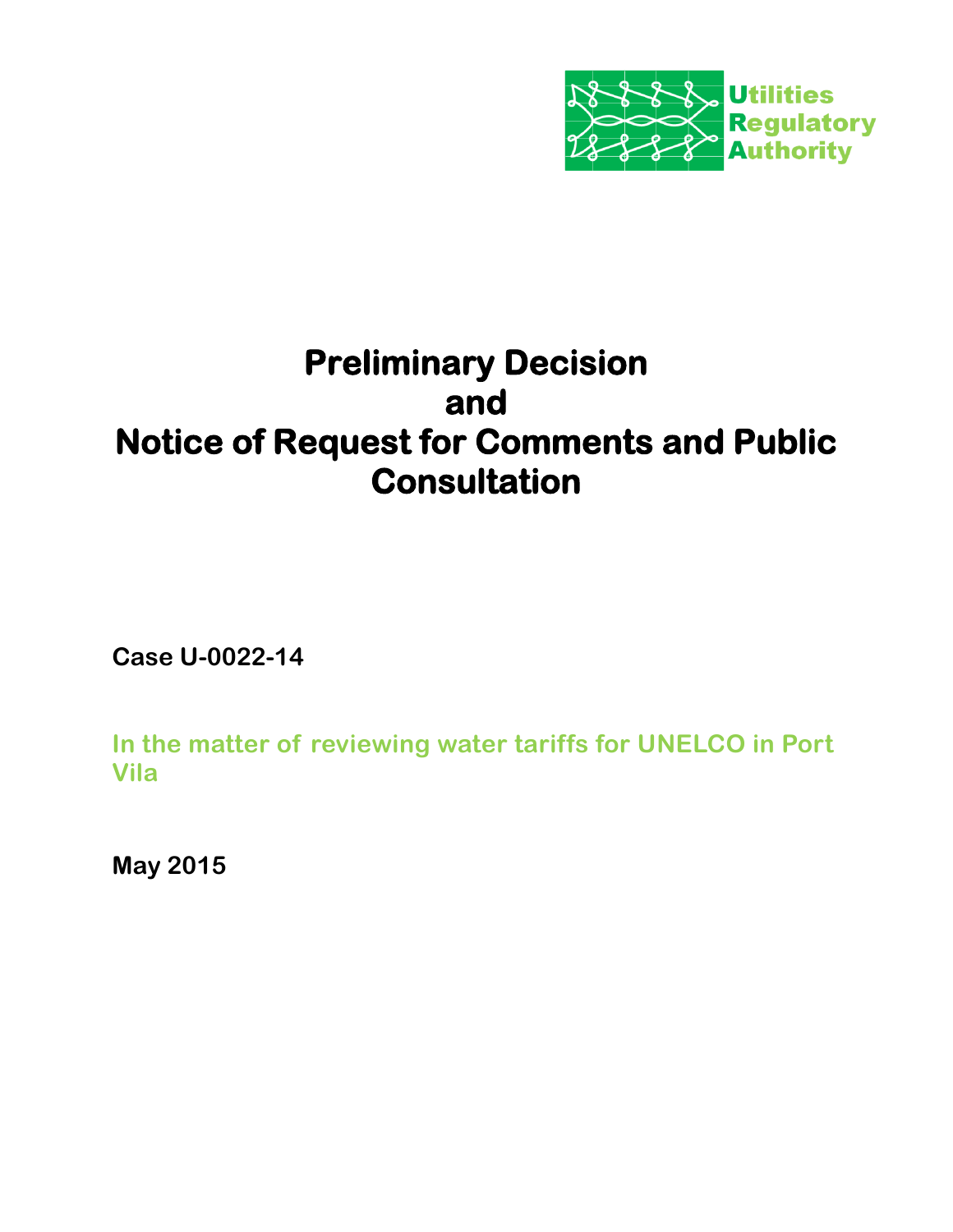Utilities
Regulatory
Authority

# Preliminary Decision and Notice of Request for Comments and Public Consultation

**Case U-0022-14**

**In the matter of reviewing water tariffs for UNELCO in Port Vila**

**May 2015**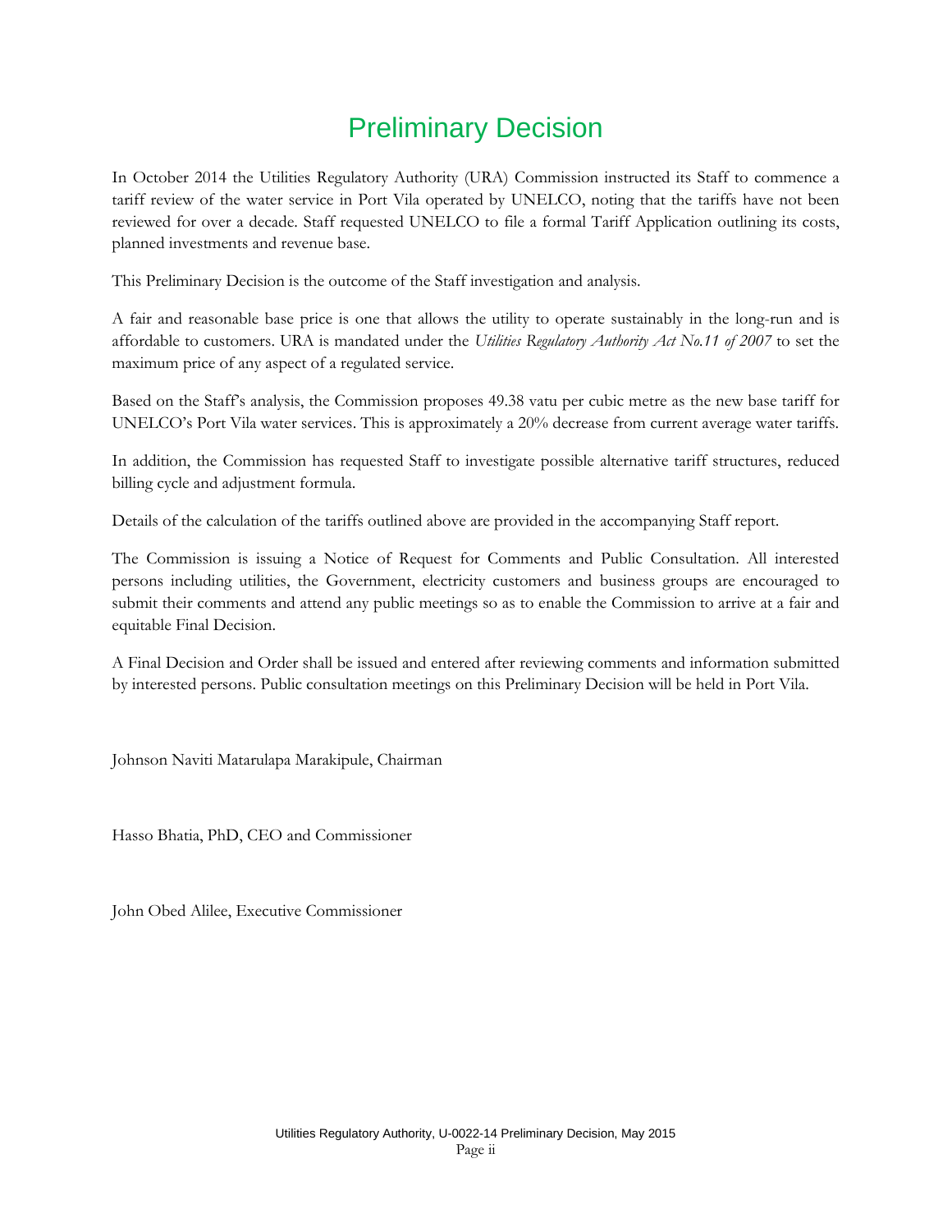# Preliminary Decision

In October 2014 the Utilities Regulatory Authority (URA) Commission instructed its Staff to commence a tariff review of the water service in Port Vila operated by UNELCO, noting that the tariffs have not been reviewed for over a decade. Staff requested UNELCO to file a formal Tariff Application outlining its costs, planned investments and revenue base.

This Preliminary Decision is the outcome of the Staff investigation and analysis.

A fair and reasonable base price is one that allows the utility to operate sustainably in the long-run and is affordable to customers. URA is mandated under the *Utilities Regulatory Authority Act No.11 of 2007* to set the maximum price of any aspect of a regulated service.

Based on the Staff's analysis, the Commission proposes 49.38 vatu per cubic metre as the new base tariff for UNELCO's Port Vila water services. This is approximately a 20% decrease from current average water tariffs.

In addition, the Commission has requested Staff to investigate possible alternative tariff structures, reduced billing cycle and adjustment formula.

Details of the calculation of the tariffs outlined above are provided in the accompanying Staff report.

The Commission is issuing a Notice of Request for Comments and Public Consultation. All interested persons including utilities, the Government, electricity customers and business groups are encouraged to submit their comments and attend any public meetings so as to enable the Commission to arrive at a fair and equitable Final Decision.

A Final Decision and Order shall be issued and entered after reviewing comments and information submitted by interested persons. Public consultation meetings on this Preliminary Decision will be held in Port Vila.

Johnson Naviti Matarulapa Marakipule, Chairman

Hasso Bhatia, PhD, CEO and Commissioner

John Obed Alilee, Executive Commissioner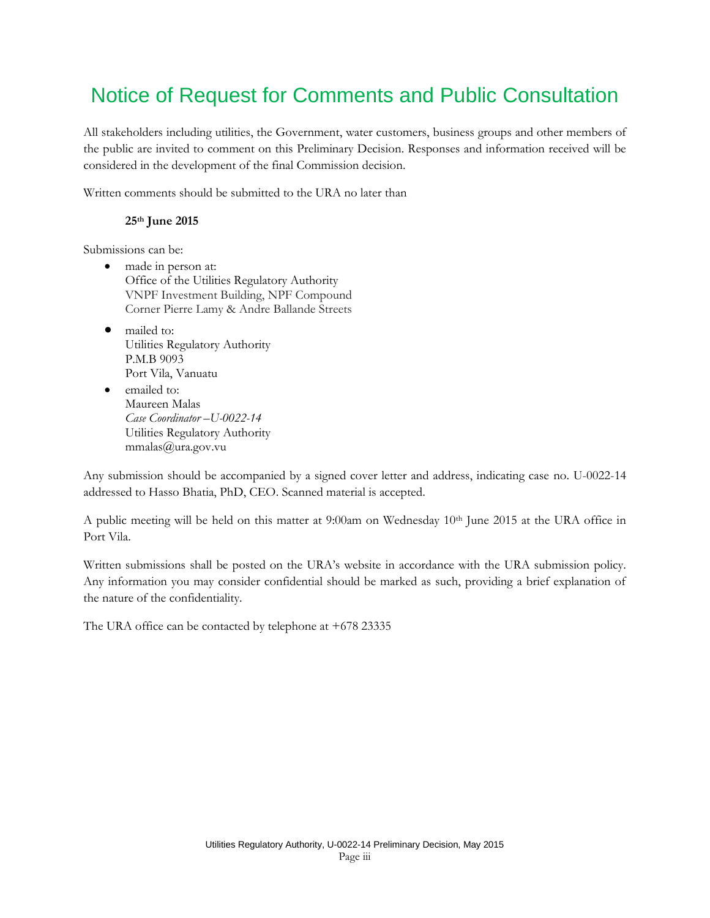# Notice of Request for Comments and Public Consultation

All stakeholders including utilities, the Government, water customers, business groups and other members of the public are invited to comment on this Preliminary Decision. Responses and information received will be considered in the development of the final Commission decision.

Written comments should be submitted to the URA no later than

**25th June 2015**

Submissions can be:

- made in person at:
  Office of the Utilities Regulatory Authority
  VNPF Investment Building, NPF Compound
  Corner Pierre Lamy & Andre Ballande Streets
- mailed to:
  Utilities Regulatory Authority
  P.M.B 9093
  Port Vila, Vanuatu
- emailed to:
  Maureen Malas
  *Case Coordinator –U-0022-14*
  Utilities Regulatory Authority
  mmalas@ura.gov.vu

Any submission should be accompanied by a signed cover letter and address, indicating case no. U-0022-14 addressed to Hasso Bhatia, PhD, CEO. Scanned material is accepted.

A public meeting will be held on this matter at 9:00am on Wednesday 10th June 2015 at the URA office in Port Vila.

Written submissions shall be posted on the URA's website in accordance with the URA submission policy. Any information you may consider confidential should be marked as such, providing a brief explanation of the nature of the confidentiality.

The URA office can be contacted by telephone at +678 23335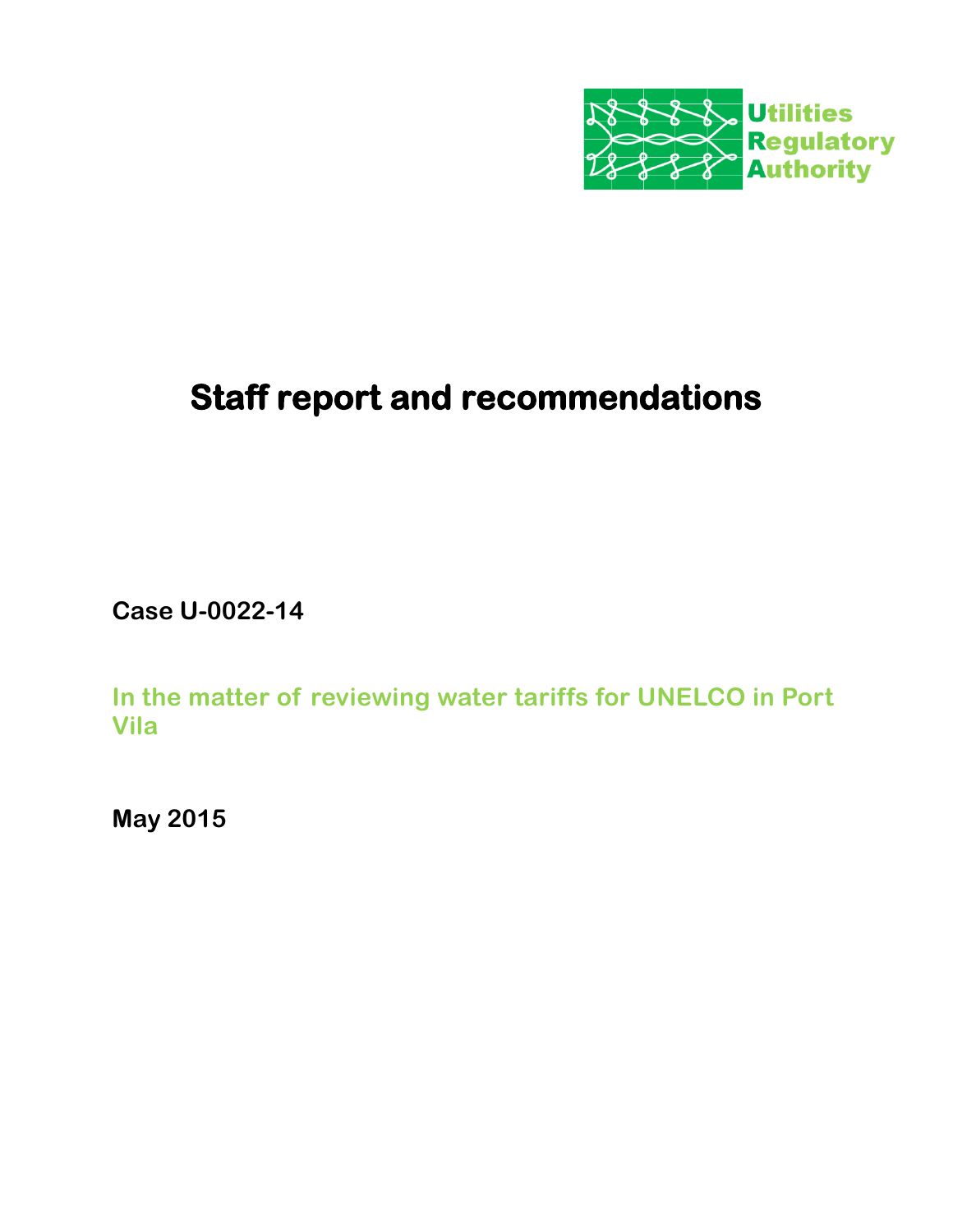Utilities
Regulatory
Authority

# Staff report and recommendations

**Case U-0022-14**

**In the matter of reviewing water tariffs for UNELCO in Port Vila**

**May 2015**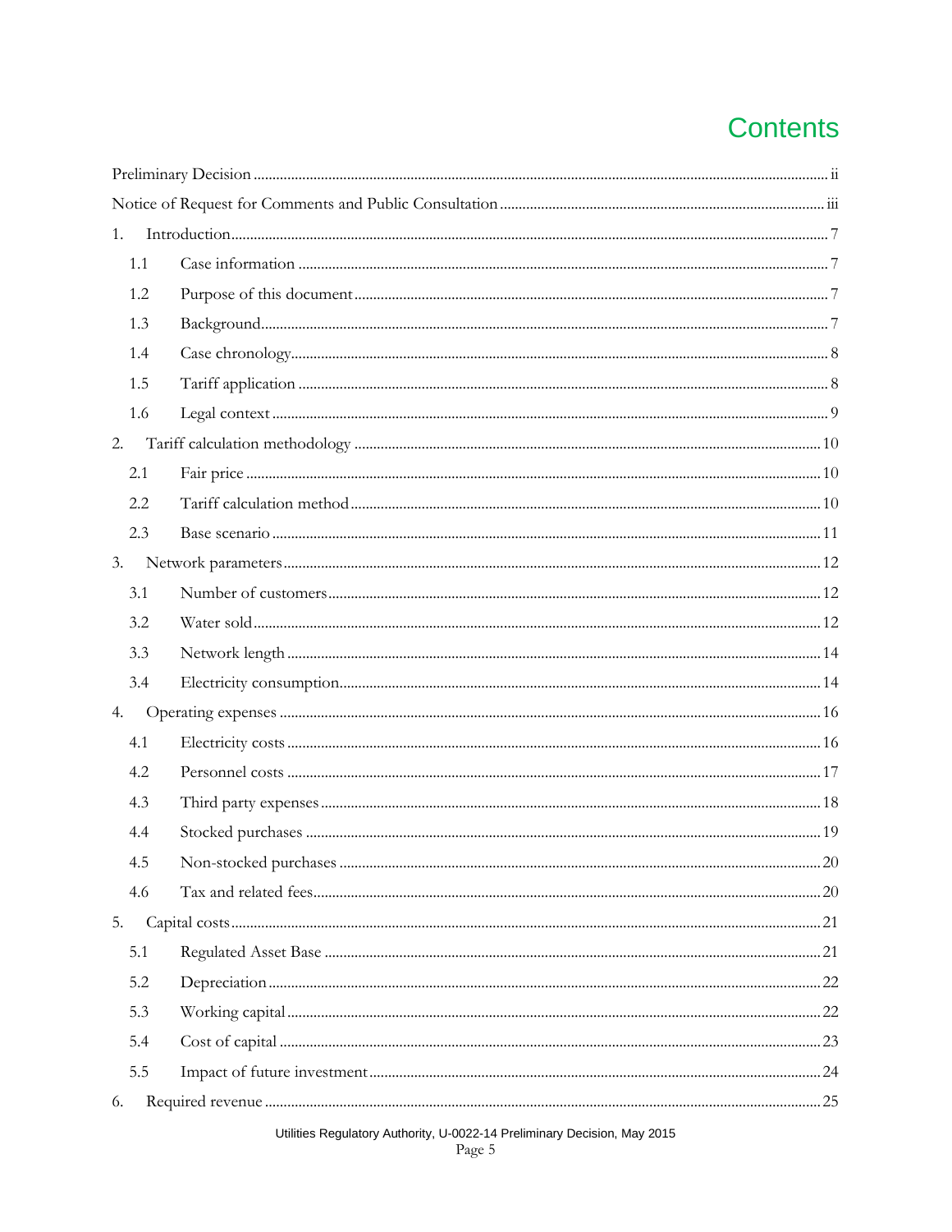# Contents

Preliminary Decision ........ ii

Notice of Request for Comments and Public Consultation ........ iii

1. Introduction ........ 7
   - 1.1 Case information ........ 7
   - 1.2 Purpose of this document ........ 7
   - 1.3 Background ........ 7
   - 1.4 Case chronology ........ 8
   - 1.5 Tariff application ........ 8
   - 1.6 Legal context ........ 9
2. Tariff calculation methodology ........ 10
   - 2.1 Fair price ........ 10
   - 2.2 Tariff calculation method ........ 10
   - 2.3 Base scenario ........ 11
3. Network parameters ........ 12
   - 3.1 Number of customers ........ 12
   - 3.2 Water sold ........ 12
   - 3.3 Network length ........ 14
   - 3.4 Electricity consumption ........ 14
4. Operating expenses ........ 16
   - 4.1 Electricity costs ........ 16
   - 4.2 Personnel costs ........ 17
   - 4.3 Third party expenses ........ 18
   - 4.4 Stocked purchases ........ 19
   - 4.5 Non-stocked purchases ........ 20
   - 4.6 Tax and related fees ........ 20
5. Capital costs ........ 21
   - 5.1 Regulated Asset Base ........ 21
   - 5.2 Depreciation ........ 22
   - 5.3 Working capital ........ 22
   - 5.4 Cost of capital ........ 23
   - 5.5 Impact of future investment ........ 24
6. Required revenue ........ 25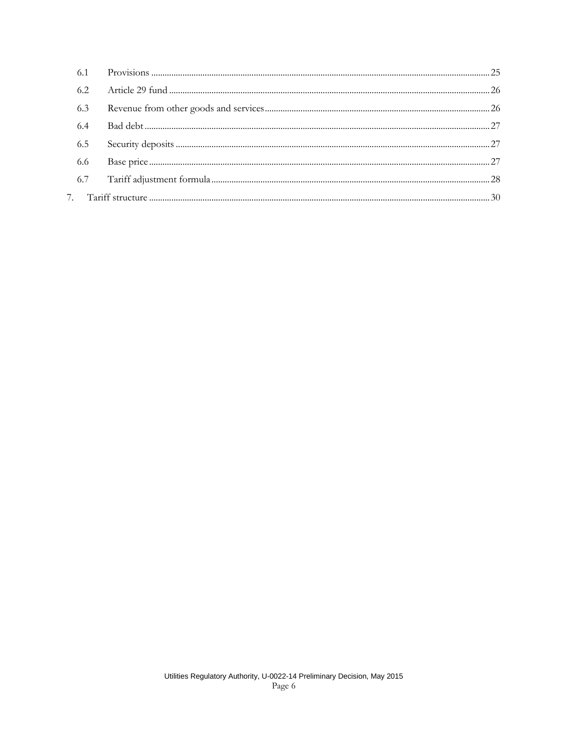| | | |
|---|---|---|
| 6.1 | Provisions | 25 |
| 6.2 | Article 29 fund | 26 |
| 6.3 | Revenue from other goods and services | 26 |
| 6.4 | Bad debt | 27 |
| 6.5 | Security deposits | 27 |
| 6.6 | Base price | 27 |
| 6.7 | Tariff adjustment formula | 28 |
| 7. | Tariff structure | 30 |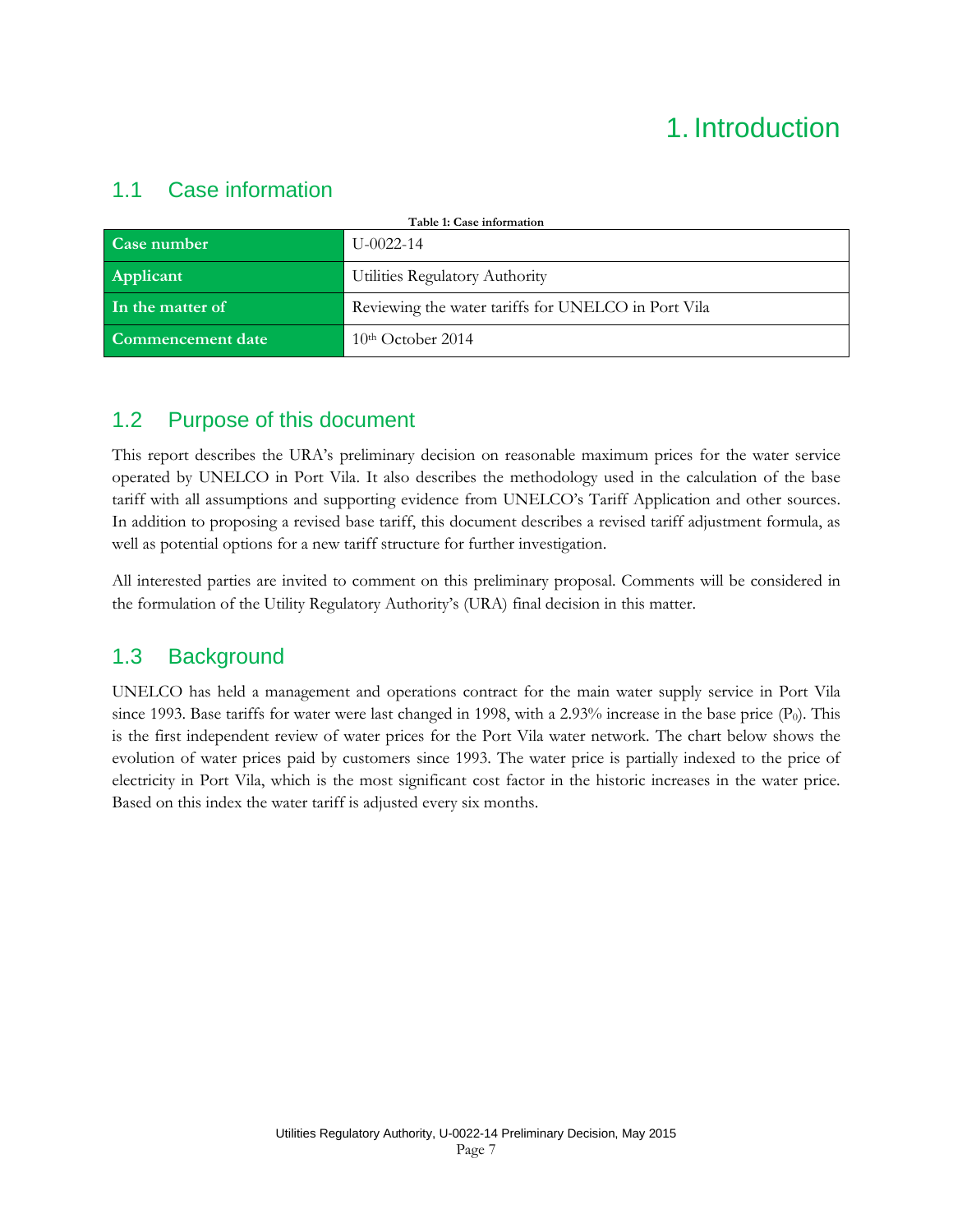# 1. Introduction

## 1.1 Case information

**Table 1: Case information**

| Case number | U-0022-14 |
|---|---|
| Applicant | Utilities Regulatory Authority |
| In the matter of | Reviewing the water tariffs for UNELCO in Port Vila |
| Commencement date | 10th October 2014 |

## 1.2 Purpose of this document

This report describes the URA's preliminary decision on reasonable maximum prices for the water service operated by UNELCO in Port Vila. It also describes the methodology used in the calculation of the base tariff with all assumptions and supporting evidence from UNELCO's Tariff Application and other sources. In addition to proposing a revised base tariff, this document describes a revised tariff adjustment formula, as well as potential options for a new tariff structure for further investigation.

All interested parties are invited to comment on this preliminary proposal. Comments will be considered in the formulation of the Utility Regulatory Authority's (URA) final decision in this matter.

## 1.3 Background

UNELCO has held a management and operations contract for the main water supply service in Port Vila since 1993. Base tariffs for water were last changed in 1998, with a 2.93% increase in the base price ($P_0$). This is the first independent review of water prices for the Port Vila water network. The chart below shows the evolution of water prices paid by customers since 1993. The water price is partially indexed to the price of electricity in Port Vila, which is the most significant cost factor in the historic increases in the water price. Based on this index the water tariff is adjusted every six months.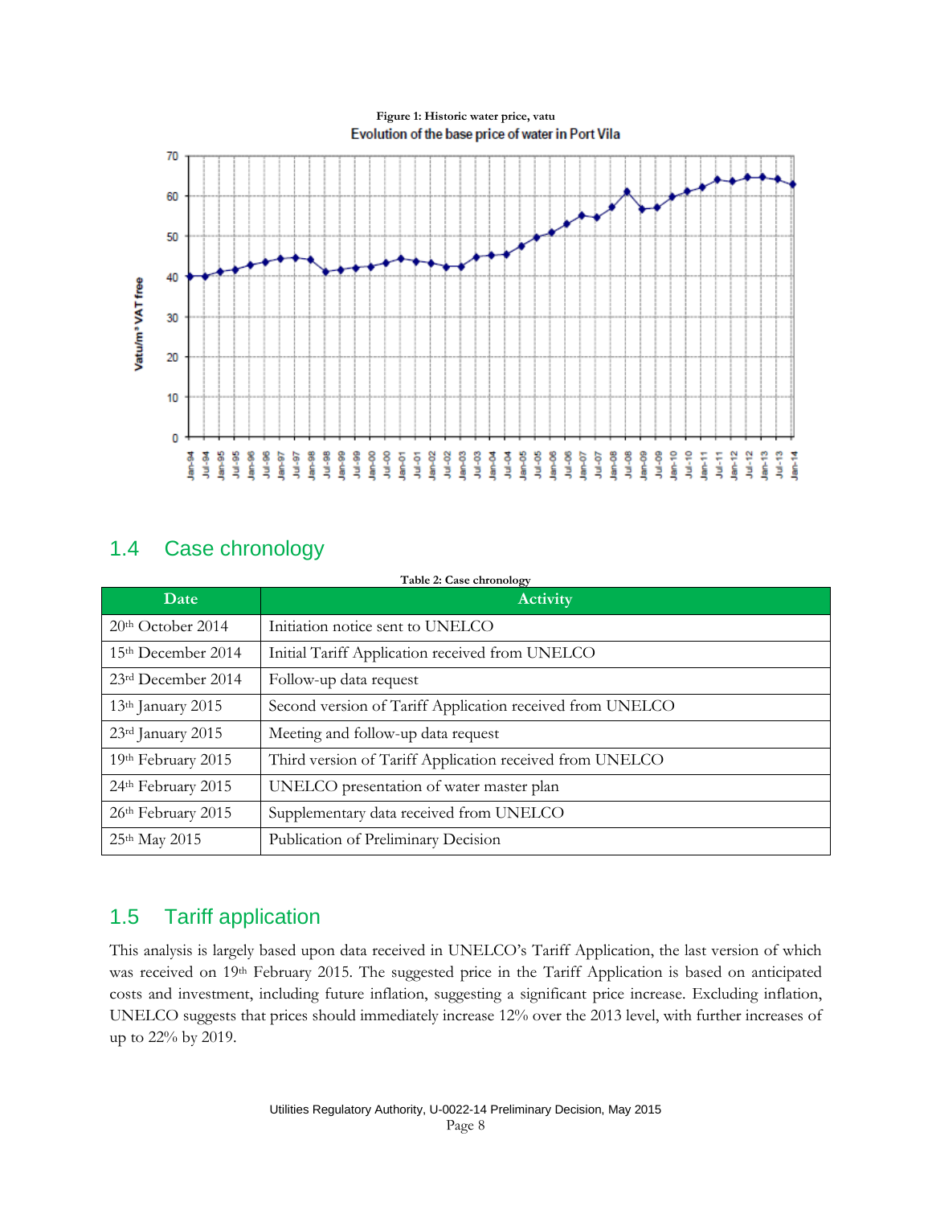Figure 1: Historic water price, vatu

## 1.4 Case chronology

Table 2: Case chronology

| Date | Activity |
| --- | --- |
| 20th October 2014 | Initiation notice sent to UNELCO |
| 15th December 2014 | Initial Tariff Application received from UNELCO |
| 23rd December 2014 | Follow-up data request |
| 13th January 2015 | Second version of Tariff Application received from UNELCO |
| 23rd January 2015 | Meeting and follow-up data request |
| 19th February 2015 | Third version of Tariff Application received from UNELCO |
| 24th February 2015 | UNELCO presentation of water master plan |
| 26th February 2015 | Supplementary data received from UNELCO |
| 25th May 2015 | Publication of Preliminary Decision |

## 1.5 Tariff application

This analysis is largely based upon data received in UNELCO's Tariff Application, the last version of which was received on 19th February 2015. The suggested price in the Tariff Application is based on anticipated costs and investment, including future inflation, suggesting a significant price increase. Excluding inflation, UNELCO suggests that prices should immediately increase 12% over the 2013 level, with further increases of up to 22% by 2019.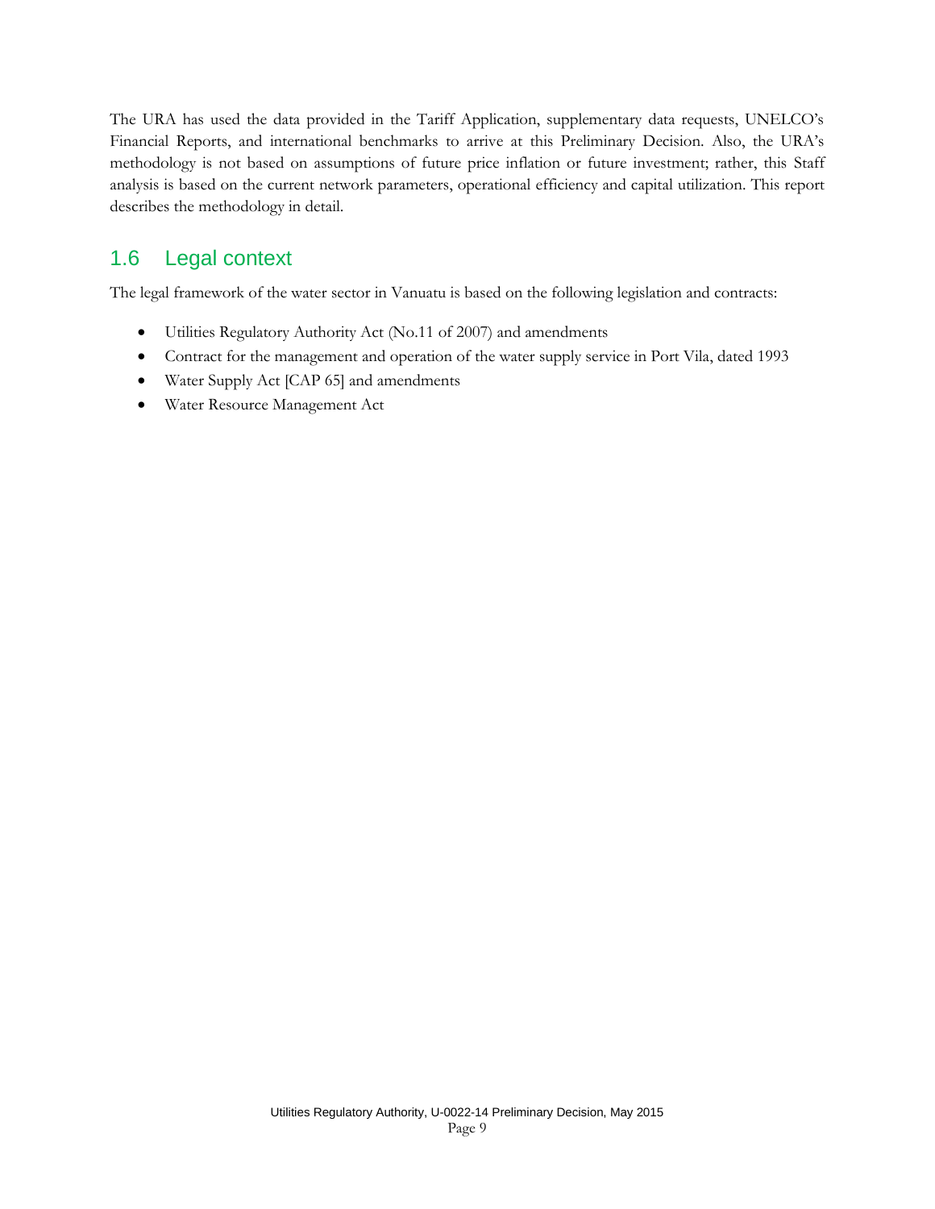The URA has used the data provided in the Tariff Application, supplementary data requests, UNELCO's Financial Reports, and international benchmarks to arrive at this Preliminary Decision. Also, the URA's methodology is not based on assumptions of future price inflation or future investment; rather, this Staff analysis is based on the current network parameters, operational efficiency and capital utilization. This report describes the methodology in detail.

## 1.6 Legal context

The legal framework of the water sector in Vanuatu is based on the following legislation and contracts:

- Utilities Regulatory Authority Act (No.11 of 2007) and amendments
- Contract for the management and operation of the water supply service in Port Vila, dated 1993
- Water Supply Act [CAP 65] and amendments
- Water Resource Management Act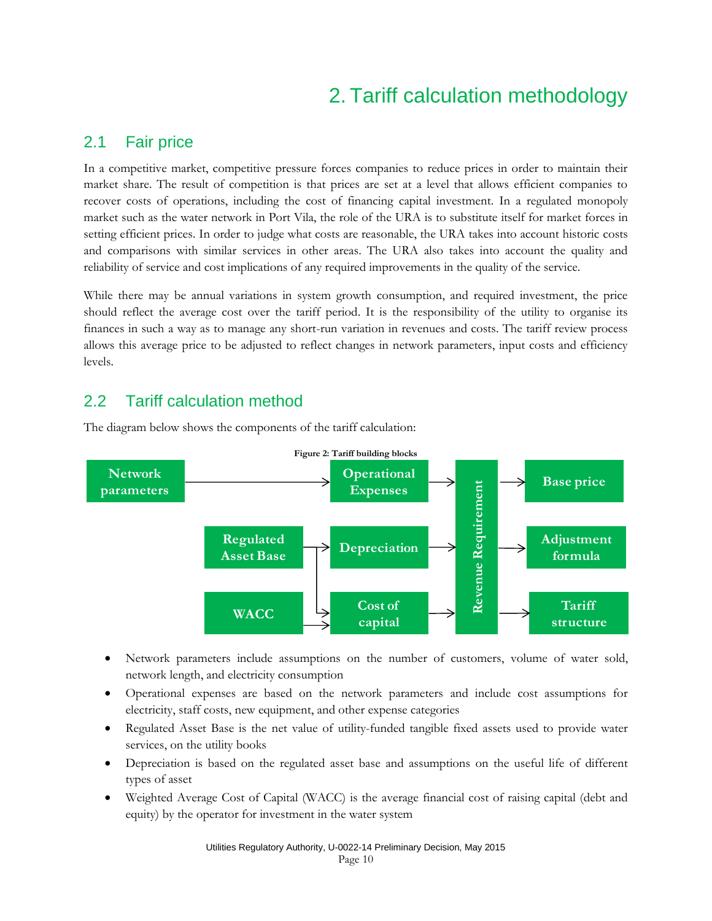# 2. Tariff calculation methodology

## 2.1 Fair price

In a competitive market, competitive pressure forces companies to reduce prices in order to maintain their market share. The result of competition is that prices are set at a level that allows efficient companies to recover costs of operations, including the cost of financing capital investment. In a regulated monopoly market such as the water network in Port Vila, the role of the URA is to substitute itself for market forces in setting efficient prices. In order to judge what costs are reasonable, the URA takes into account historic costs and comparisons with similar services in other areas. The URA also takes into account the quality and reliability of service and cost implications of any required improvements in the quality of the service.

While there may be annual variations in system growth consumption, and required investment, the price should reflect the average cost over the tariff period. It is the responsibility of the utility to organise its finances in such a way as to manage any short-run variation in revenues and costs. The tariff review process allows this average price to be adjusted to reflect changes in network parameters, input costs and efficiency levels.

## 2.2 Tariff calculation method

The diagram below shows the components of the tariff calculation:

**Figure 2: Tariff building blocks**

Network parameters → Operational Expenses → Revenue Requirement

Regulated Asset Base → Depreciation → Revenue Requirement

Regulated Asset Base → Cost of capital

WACC → Cost of capital → Revenue Requirement

Revenue Requirement → Base price

Revenue Requirement → Adjustment formula

Revenue Requirement → Tariff structure

- Network parameters include assumptions on the number of customers, volume of water sold, network length, and electricity consumption
- Operational expenses are based on the network parameters and include cost assumptions for electricity, staff costs, new equipment, and other expense categories
- Regulated Asset Base is the net value of utility-funded tangible fixed assets used to provide water services, on the utility books
- Depreciation is based on the regulated asset base and assumptions on the useful life of different types of asset
- Weighted Average Cost of Capital (WACC) is the average financial cost of raising capital (debt and equity) by the operator for investment in the water system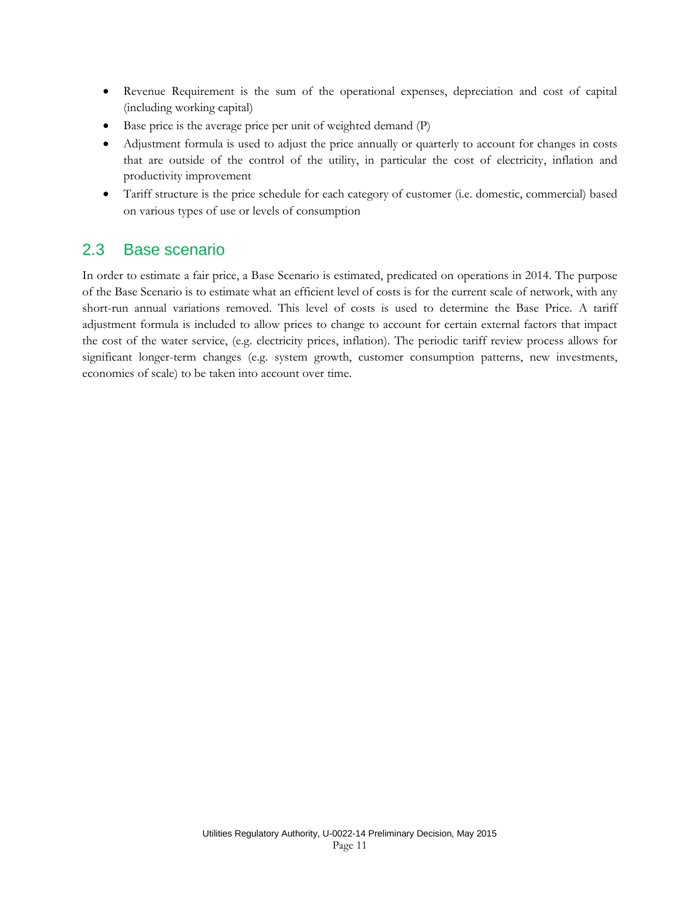- Revenue Requirement is the sum of the operational expenses, depreciation and cost of capital (including working capital)
- Base price is the average price per unit of weighted demand (P)
- Adjustment formula is used to adjust the price annually or quarterly to account for changes in costs that are outside of the control of the utility, in particular the cost of electricity, inflation and productivity improvement
- Tariff structure is the price schedule for each category of customer (i.e. domestic, commercial) based on various types of use or levels of consumption

## 2.3 Base scenario

In order to estimate a fair price, a Base Scenario is estimated, predicated on operations in 2014. The purpose of the Base Scenario is to estimate what an efficient level of costs is for the current scale of network, with any short-run annual variations removed. This level of costs is used to determine the Base Price. A tariff adjustment formula is included to allow prices to change to account for certain external factors that impact the cost of the water service, (e.g. electricity prices, inflation). The periodic tariff review process allows for significant longer-term changes (e.g. system growth, customer consumption patterns, new investments, economies of scale) to be taken into account over time.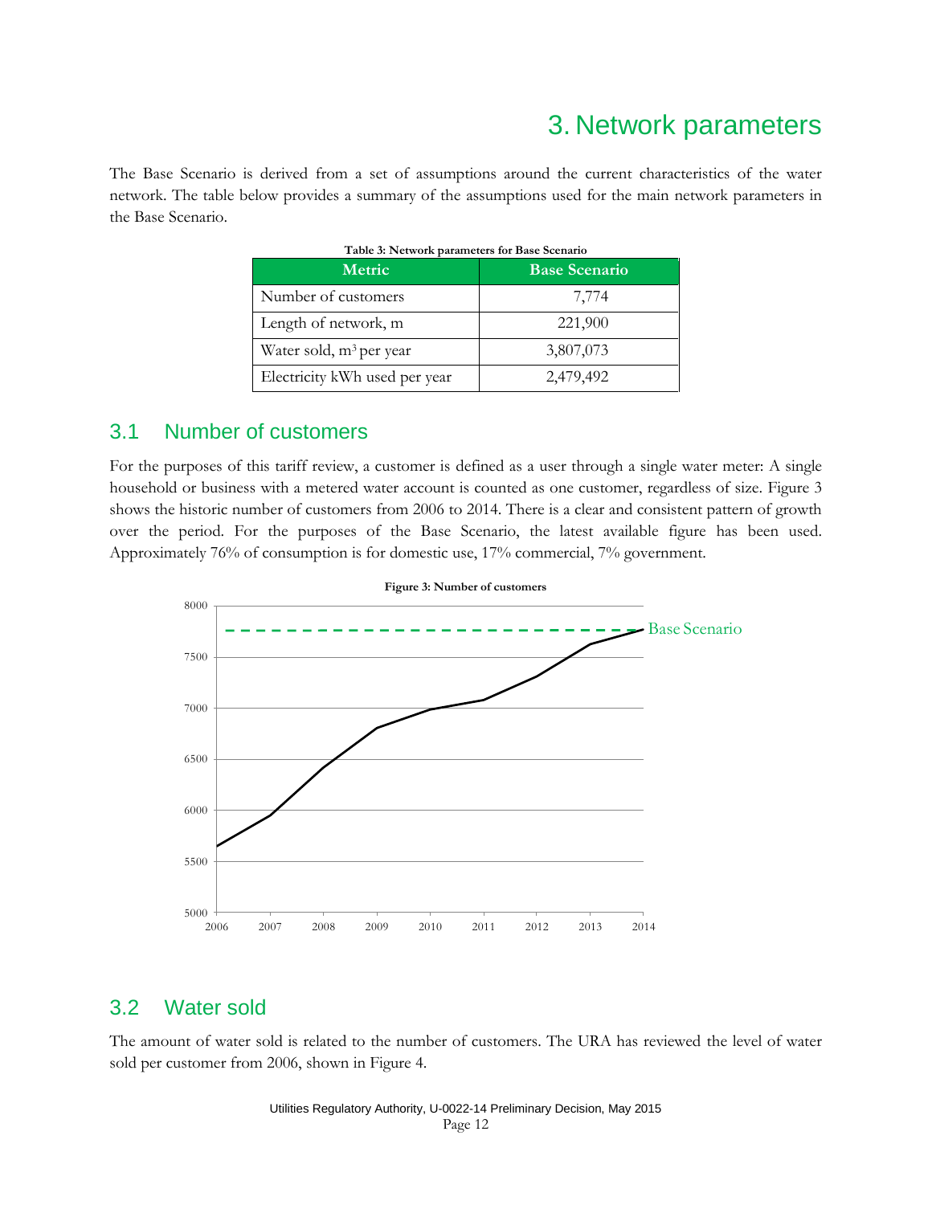# 3. Network parameters

The Base Scenario is derived from a set of assumptions around the current characteristics of the water network. The table below provides a summary of the assumptions used for the main network parameters in the Base Scenario.

**Table 3: Network parameters for Base Scenario**

| Metric | Base Scenario |
|---|---|
| Number of customers | 7,774 |
| Length of network, m | 221,900 |
| Water sold, $m^3$ per year | 3,807,073 |
| Electricity kWh used per year | 2,479,492 |

## 3.1 Number of customers

For the purposes of this tariff review, a customer is defined as a user through a single water meter: A single household or business with a metered water account is counted as one customer, regardless of size. Figure 3 shows the historic number of customers from 2006 to 2014. There is a clear and consistent pattern of growth over the period. For the purposes of the Base Scenario, the latest available figure has been used. Approximately 76% of consumption is for domestic use, 17% commercial, 7% government.

**Figure 3: Number of customers**

## 3.2 Water sold

The amount of water sold is related to the number of customers. The URA has reviewed the level of water sold per customer from 2006, shown in Figure 4.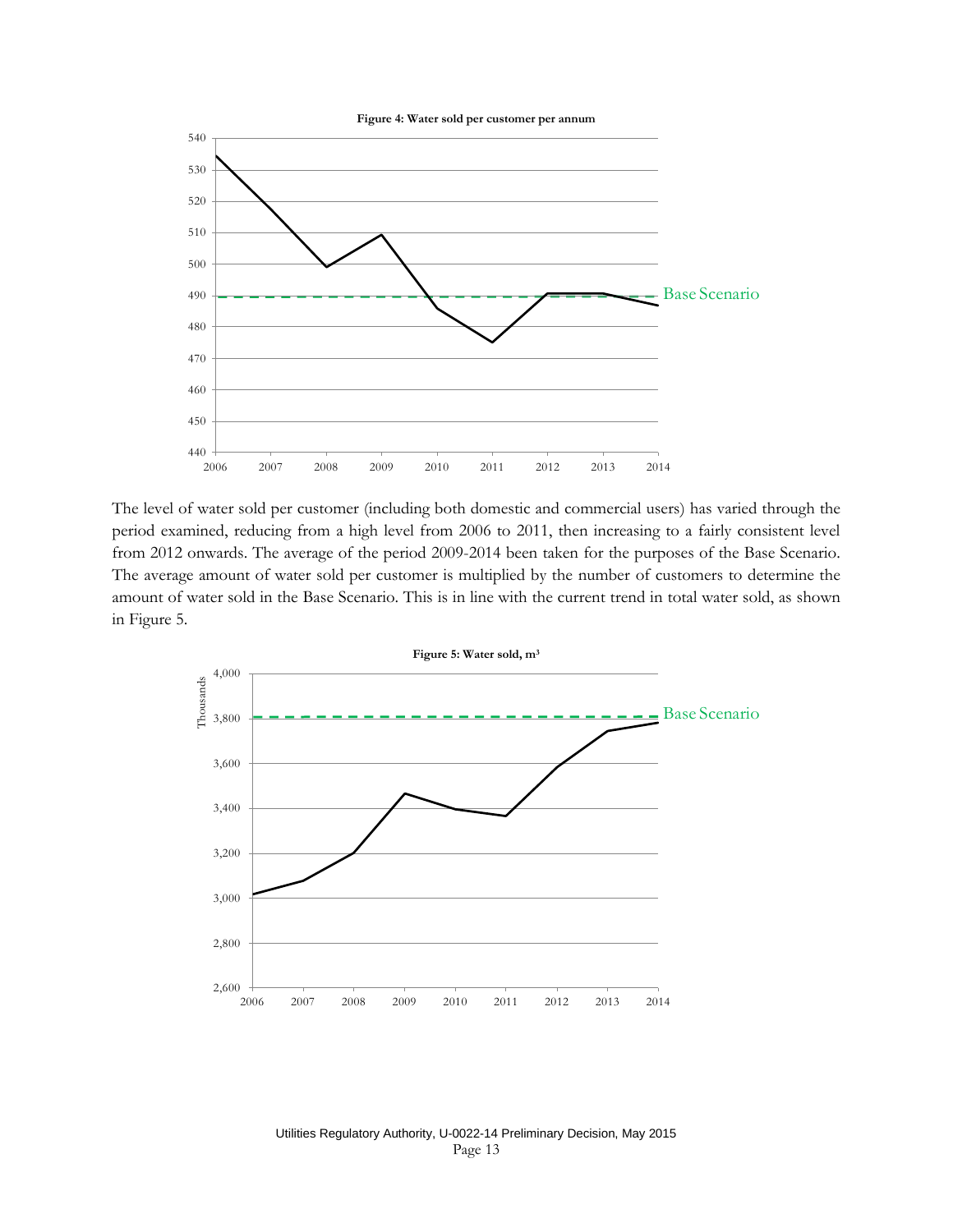**Figure 4: Water sold per customer per annum**

The level of water sold per customer (including both domestic and commercial users) has varied through the period examined, reducing from a high level from 2006 to 2011, then increasing to a fairly consistent level from 2012 onwards. The average of the period 2009-2014 been taken for the purposes of the Base Scenario. The average amount of water sold per customer is multiplied by the number of customers to determine the amount of water sold in the Base Scenario. This is in line with the current trend in total water sold, as shown in Figure 5.

**Figure 5: Water sold, m$^3$**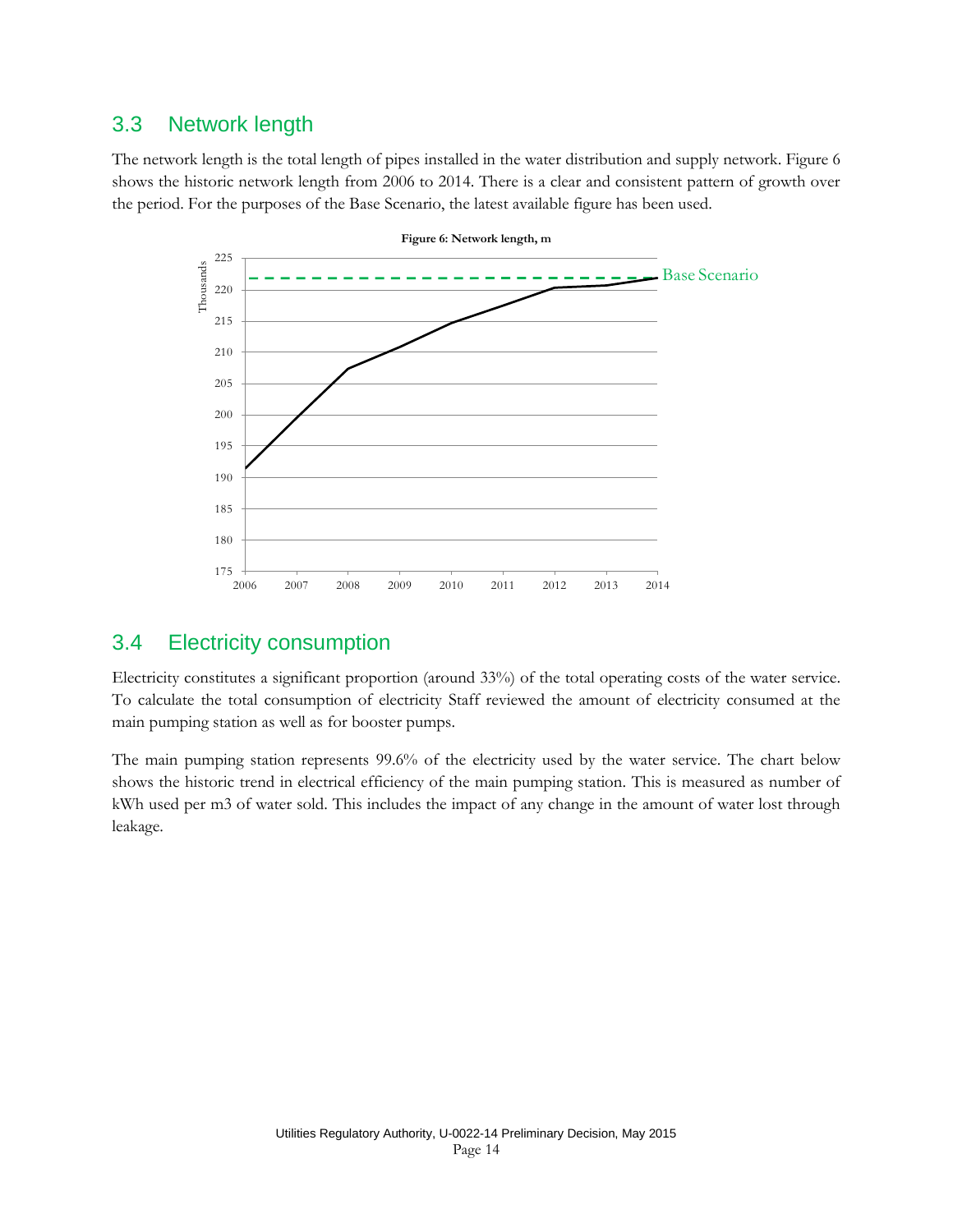## 3.3 Network length

The network length is the total length of pipes installed in the water distribution and supply network. Figure 6 shows the historic network length from 2006 to 2014. There is a clear and consistent pattern of growth over the period. For the purposes of the Base Scenario, the latest available figure has been used.

**Figure 6: Network length, m**

## 3.4 Electricity consumption

Electricity constitutes a significant proportion (around 33%) of the total operating costs of the water service. To calculate the total consumption of electricity Staff reviewed the amount of electricity consumed at the main pumping station as well as for booster pumps.

The main pumping station represents 99.6% of the electricity used by the water service. The chart below shows the historic trend in electrical efficiency of the main pumping station. This is measured as number of kWh used per m3 of water sold. This includes the impact of any change in the amount of water lost through leakage.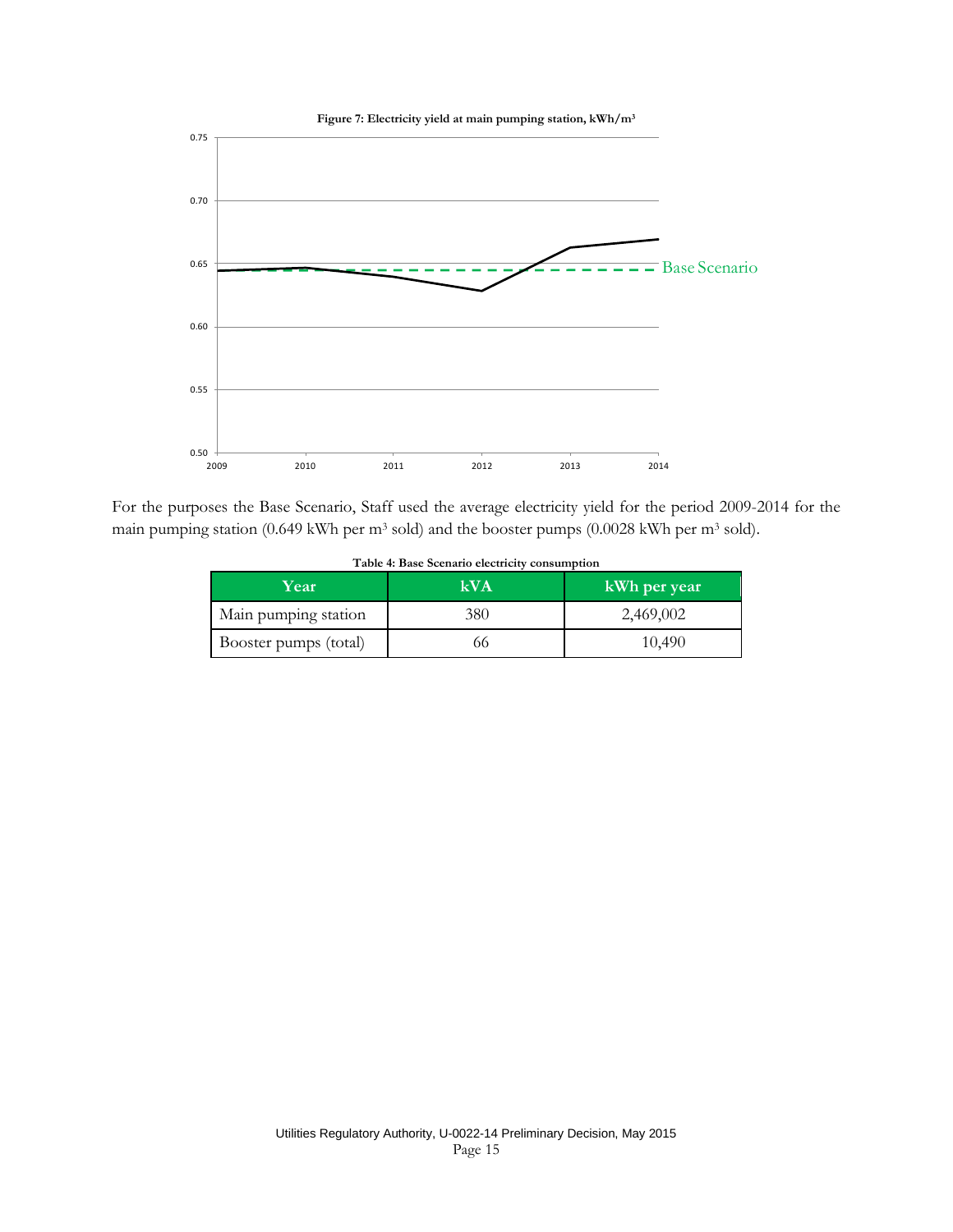**Figure 7: Electricity yield at main pumping station, kWh/m³**

For the purposes the Base Scenario, Staff used the average electricity yield for the period 2009-2014 for the main pumping station (0.649 kWh per m³ sold) and the booster pumps (0.0028 kWh per m³ sold).

**Table 4: Base Scenario electricity consumption**

| Year | kVA | kWh per year |
|---|---|---|
| Main pumping station | 380 | 2,469,002 |
| Booster pumps (total) | 66 | 10,490 |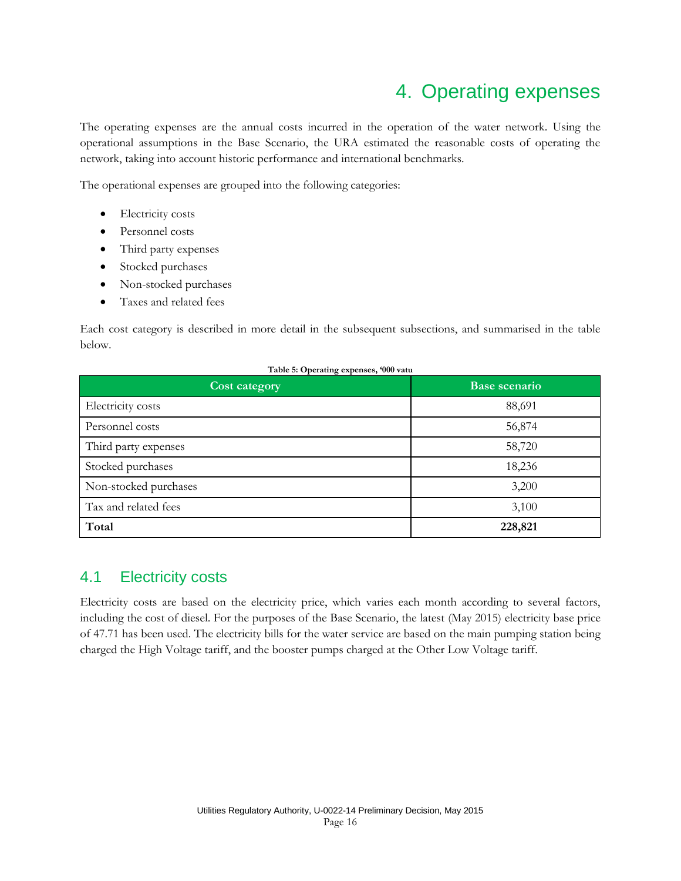# 4. Operating expenses

The operating expenses are the annual costs incurred in the operation of the water network. Using the operational assumptions in the Base Scenario, the URA estimated the reasonable costs of operating the network, taking into account historic performance and international benchmarks.

The operational expenses are grouped into the following categories:

- Electricity costs
- Personnel costs
- Third party expenses
- Stocked purchases
- Non-stocked purchases
- Taxes and related fees

Each cost category is described in more detail in the subsequent subsections, and summarised in the table below.

**Table 5: Operating expenses, '000 vatu**

| Cost category | Base scenario |
|---|---|
| Electricity costs | 88,691 |
| Personnel costs | 56,874 |
| Third party expenses | 58,720 |
| Stocked purchases | 18,236 |
| Non-stocked purchases | 3,200 |
| Tax and related fees | 3,100 |
| **Total** | **228,821** |

## 4.1 Electricity costs

Electricity costs are based on the electricity price, which varies each month according to several factors, including the cost of diesel. For the purposes of the Base Scenario, the latest (May 2015) electricity base price of 47.71 has been used. The electricity bills for the water service are based on the main pumping station being charged the High Voltage tariff, and the booster pumps charged at the Other Low Voltage tariff.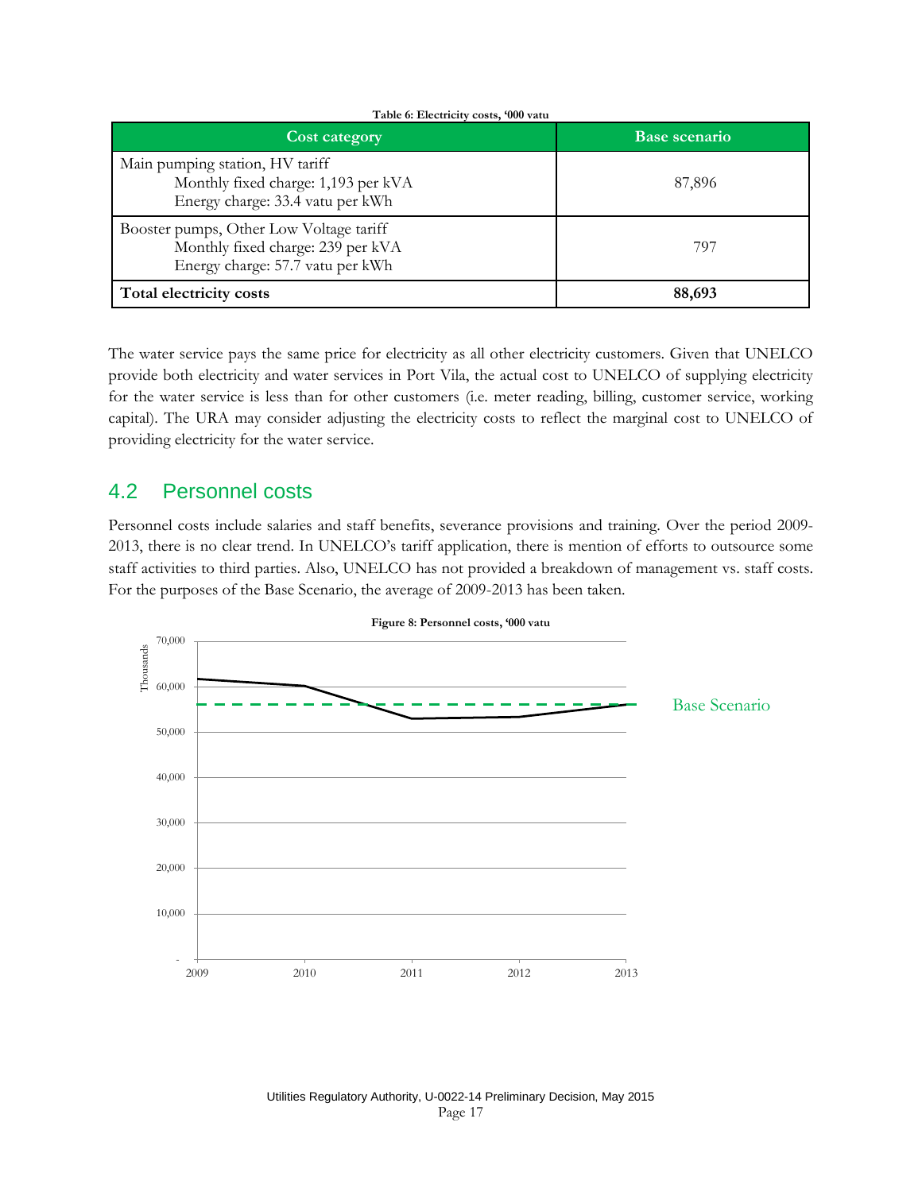Table 6: Electricity costs, '000 vatu

| Cost category | Base scenario |
|---|---|
| Main pumping station, HV tariff<br>Monthly fixed charge: 1,193 per kVA<br>Energy charge: 33.4 vatu per kWh | 87,896 |
| Booster pumps, Other Low Voltage tariff<br>Monthly fixed charge: 239 per kVA<br>Energy charge: 57.7 vatu per kWh | 797 |
| **Total electricity costs** | **88,693** |

The water service pays the same price for electricity as all other electricity customers. Given that UNELCO provide both electricity and water services in Port Vila, the actual cost to UNELCO of supplying electricity for the water service is less than for other customers (i.e. meter reading, billing, customer service, working capital). The URA may consider adjusting the electricity costs to reflect the marginal cost to UNELCO of providing electricity for the water service.

## 4.2 Personnel costs

Personnel costs include salaries and staff benefits, severance provisions and training. Over the period 2009-2013, there is no clear trend. In UNELCO's tariff application, there is mention of efforts to outsource some staff activities to third parties. Also, UNELCO has not provided a breakdown of management vs. staff costs. For the purposes of the Base Scenario, the average of 2009-2013 has been taken.

Figure 8: Personnel costs, '000 vatu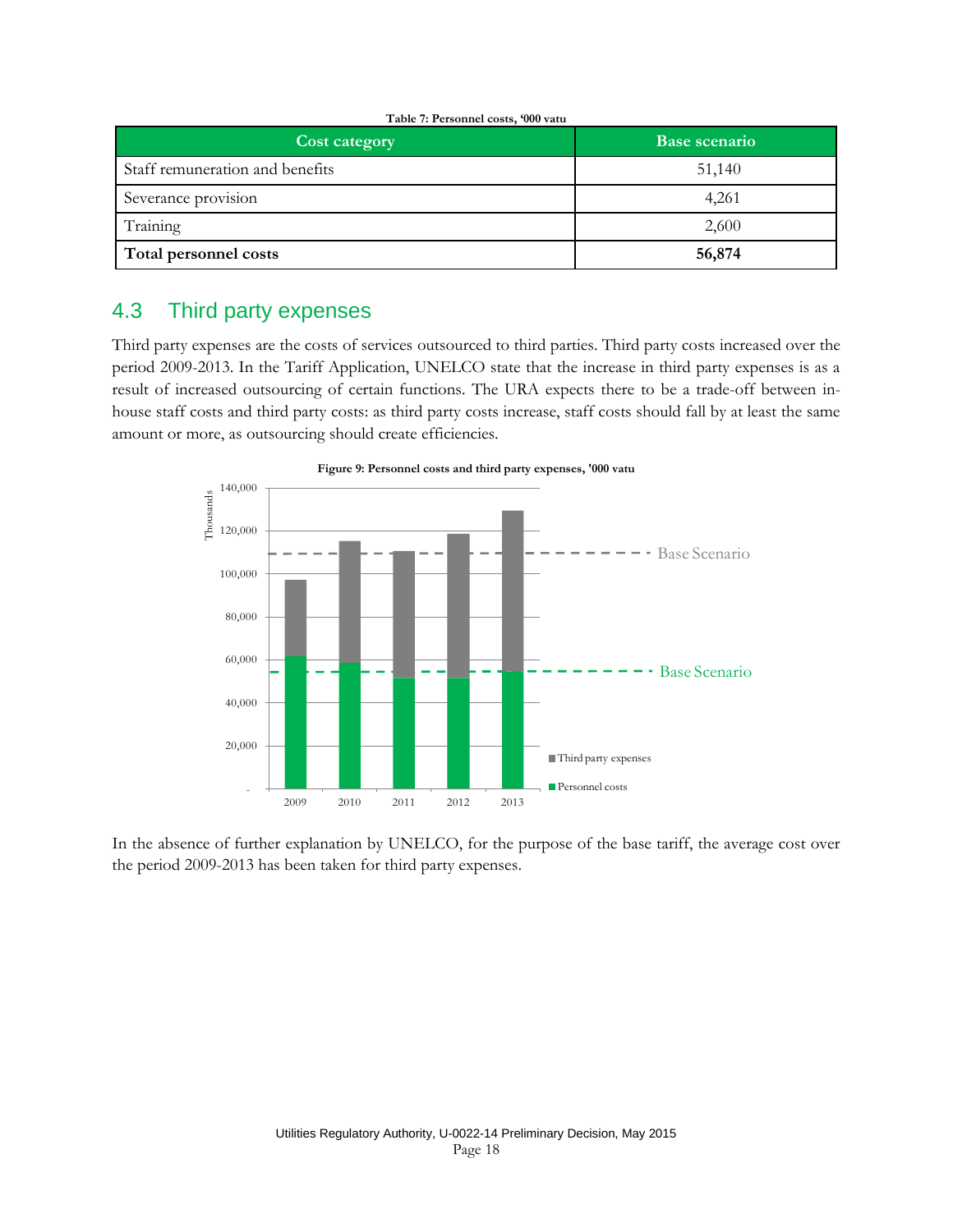Table 7: Personnel costs, '000 vatu

| Cost category | Base scenario |
|---|---|
| Staff remuneration and benefits | 51,140 |
| Severance provision | 4,261 |
| Training | 2,600 |
| **Total personnel costs** | **56,874** |

## 4.3 Third party expenses

Third party expenses are the costs of services outsourced to third parties. Third party costs increased over the period 2009-2013. In the Tariff Application, UNELCO state that the increase in third party expenses is as a result of increased outsourcing of certain functions. The URA expects there to be a trade-off between in-house staff costs and third party costs: as third party costs increase, staff costs should fall by at least the same amount or more, as outsourcing should create efficiencies.

Figure 9: Personnel costs and third party expenses, '000 vatu

In the absence of further explanation by UNELCO, for the purpose of the base tariff, the average cost over the period 2009-2013 has been taken for third party expenses.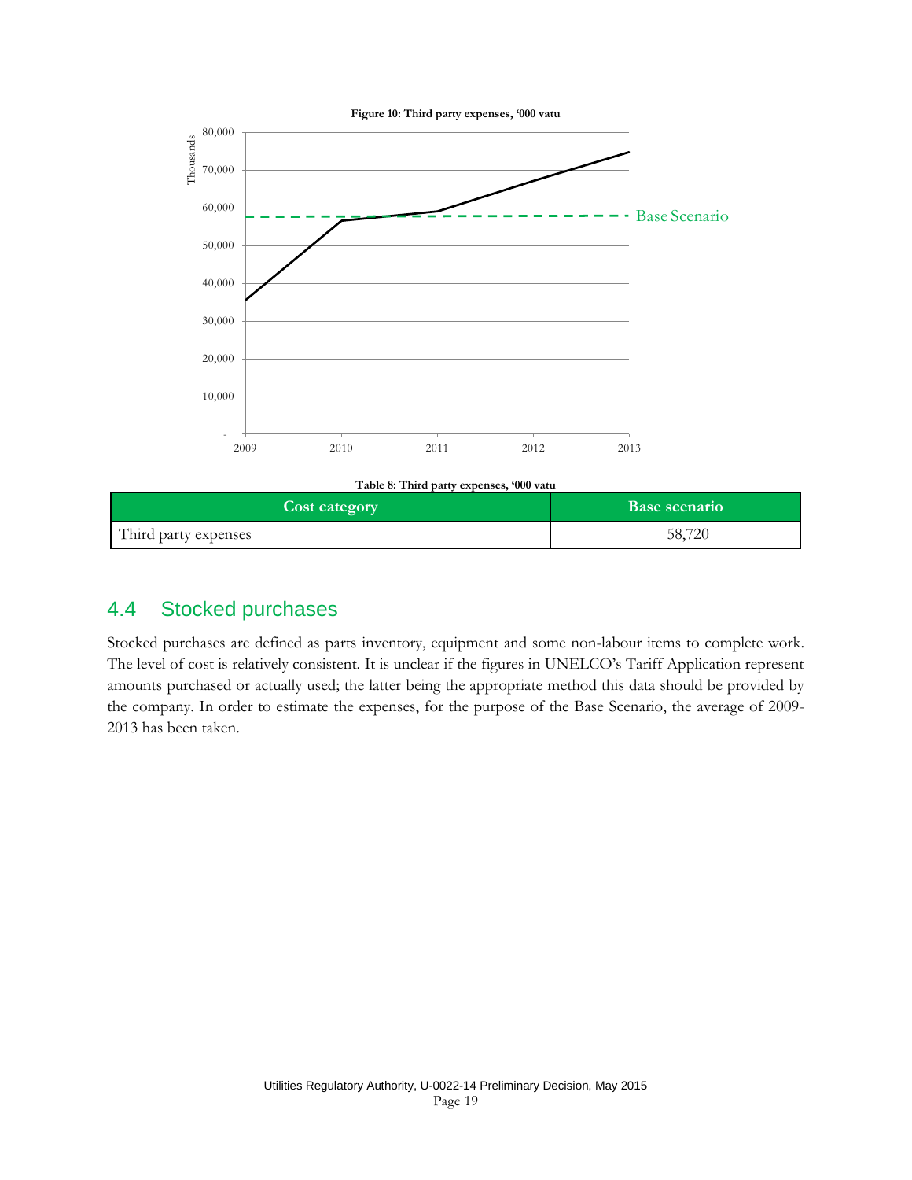**Figure 10: Third party expenses, '000 vatu**

**Table 8: Third party expenses, '000 vatu**

| Cost category | Base scenario |
| --- | --- |
| Third party expenses | 58,720 |

## 4.4 Stocked purchases

Stocked purchases are defined as parts inventory, equipment and some non-labour items to complete work. The level of cost is relatively consistent. It is unclear if the figures in UNELCO's Tariff Application represent amounts purchased or actually used; the latter being the appropriate method this data should be provided by the company. In order to estimate the expenses, for the purpose of the Base Scenario, the average of 2009-2013 has been taken.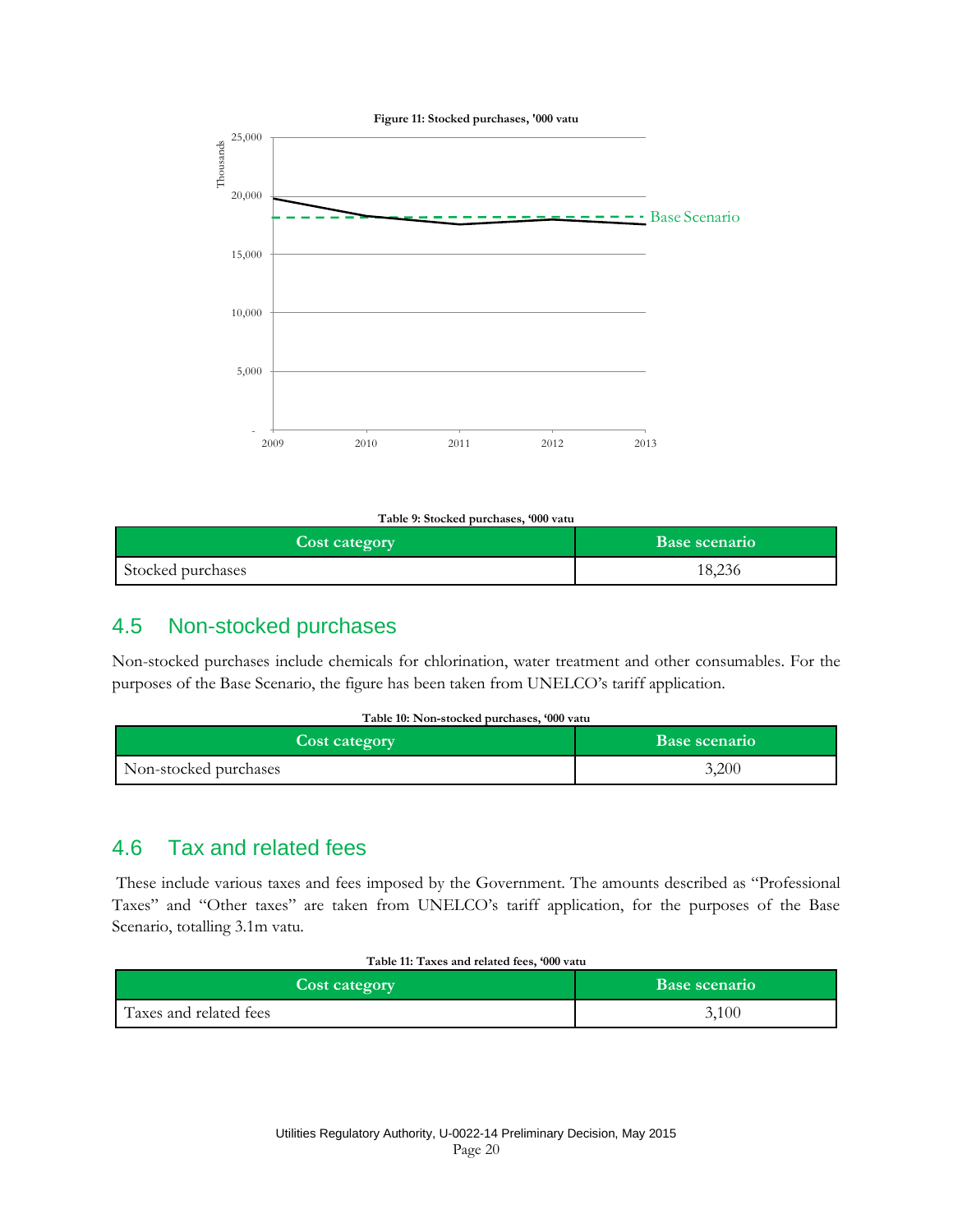**Figure 11: Stocked purchases, '000 vatu**

**Table 9: Stocked purchases, '000 vatu**

| Cost category | Base scenario |
| --- | --- |
| Stocked purchases | 18,236 |

## 4.5 Non-stocked purchases

Non-stocked purchases include chemicals for chlorination, water treatment and other consumables. For the purposes of the Base Scenario, the figure has been taken from UNELCO's tariff application.

**Table 10: Non-stocked purchases, '000 vatu**

| Cost category | Base scenario |
| --- | --- |
| Non-stocked purchases | 3,200 |

## 4.6 Tax and related fees

These include various taxes and fees imposed by the Government. The amounts described as "Professional Taxes" and "Other taxes" are taken from UNELCO's tariff application, for the purposes of the Base Scenario, totalling 3.1m vatu.

**Table 11: Taxes and related fees, '000 vatu**

| Cost category | Base scenario |
| --- | --- |
| Taxes and related fees | 3,100 |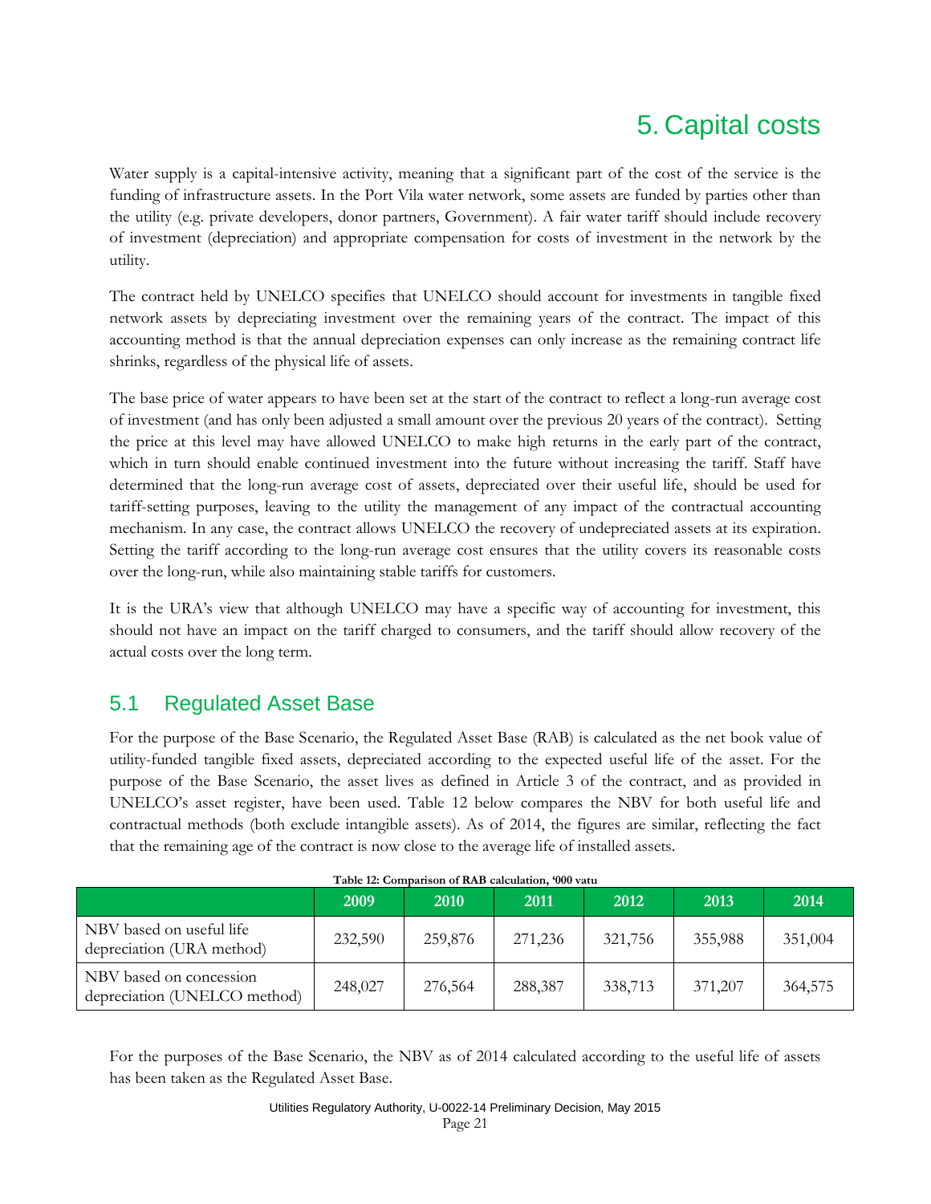# 5. Capital costs

Water supply is a capital-intensive activity, meaning that a significant part of the cost of the service is the funding of infrastructure assets. In the Port Vila water network, some assets are funded by parties other than the utility (e.g. private developers, donor partners, Government). A fair water tariff should include recovery of investment (depreciation) and appropriate compensation for costs of investment in the network by the utility.

The contract held by UNELCO specifies that UNELCO should account for investments in tangible fixed network assets by depreciating investment over the remaining years of the contract. The impact of this accounting method is that the annual depreciation expenses can only increase as the remaining contract life shrinks, regardless of the physical life of assets.

The base price of water appears to have been set at the start of the contract to reflect a long-run average cost of investment (and has only been adjusted a small amount over the previous 20 years of the contract). Setting the price at this level may have allowed UNELCO to make high returns in the early part of the contract, which in turn should enable continued investment into the future without increasing the tariff. Staff have determined that the long-run average cost of assets, depreciated over their useful life, should be used for tariff-setting purposes, leaving to the utility the management of any impact of the contractual accounting mechanism. In any case, the contract allows UNELCO the recovery of undepreciated assets at its expiration. Setting the tariff according to the long-run average cost ensures that the utility covers its reasonable costs over the long-run, while also maintaining stable tariffs for customers.

It is the URA's view that although UNELCO may have a specific way of accounting for investment, this should not have an impact on the tariff charged to consumers, and the tariff should allow recovery of the actual costs over the long term.

## 5.1 Regulated Asset Base

For the purpose of the Base Scenario, the Regulated Asset Base (RAB) is calculated as the net book value of utility-funded tangible fixed assets, depreciated according to the expected useful life of the asset. For the purpose of the Base Scenario, the asset lives as defined in Article 3 of the contract, and as provided in UNELCO's asset register, have been used. Table 12 below compares the NBV for both useful life and contractual methods (both exclude intangible assets). As of 2014, the figures are similar, reflecting the fact that the remaining age of the contract is now close to the average life of installed assets.

**Table 12: Comparison of RAB calculation, '000 vatu**

| | 2009 | 2010 | 2011 | 2012 | 2013 | 2014 |
|---|---|---|---|---|---|---|
| NBV based on useful life depreciation (URA method) | 232,590 | 259,876 | 271,236 | 321,756 | 355,988 | 351,004 |
| NBV based on concession depreciation (UNELCO method) | 248,027 | 276,564 | 288,387 | 338,713 | 371,207 | 364,575 |

For the purposes of the Base Scenario, the NBV as of 2014 calculated according to the useful life of assets has been taken as the Regulated Asset Base.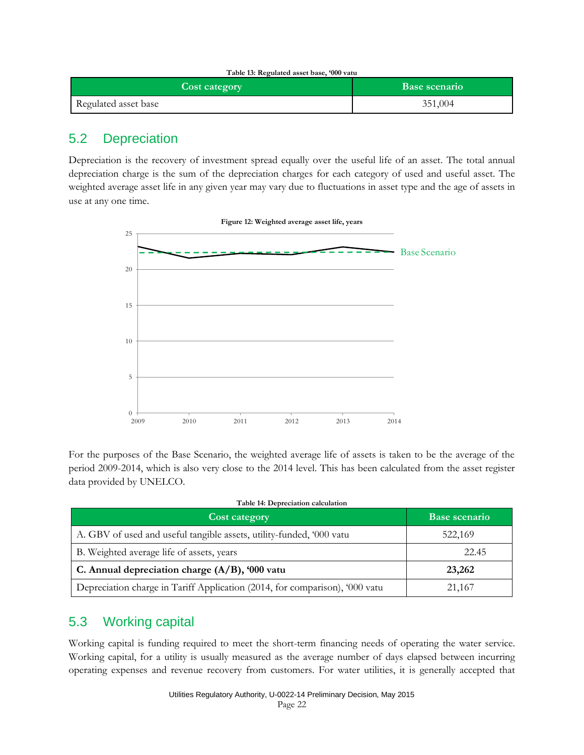Table 13: Regulated asset base, '000 vatu

| Cost category | Base scenario |
|---|---|
| Regulated asset base | 351,004 |

## 5.2 Depreciation

Depreciation is the recovery of investment spread equally over the useful life of an asset. The total annual depreciation charge is the sum of the depreciation charges for each category of used and useful asset. The weighted average asset life in any given year may vary due to fluctuations in asset type and the age of assets in use at any one time.

Figure 12: Weighted average asset life, years

For the purposes of the Base Scenario, the weighted average life of assets is taken to be the average of the period 2009-2014, which is also very close to the 2014 level. This has been calculated from the asset register data provided by UNELCO.

Table 14: Depreciation calculation

| Cost category | Base scenario |
|---|---|
| A. GBV of used and useful tangible assets, utility-funded, '000 vatu | 522,169 |
| B. Weighted average life of assets, years | 22.45 |
| **C. Annual depreciation charge (A/B), '000 vatu** | **23,262** |
| Depreciation charge in Tariff Application (2014, for comparison), '000 vatu | 21,167 |

## 5.3 Working capital

Working capital is funding required to meet the short-term financing needs of operating the water service. Working capital, for a utility is usually measured as the average number of days elapsed between incurring operating expenses and revenue recovery from customers. For water utilities, it is generally accepted that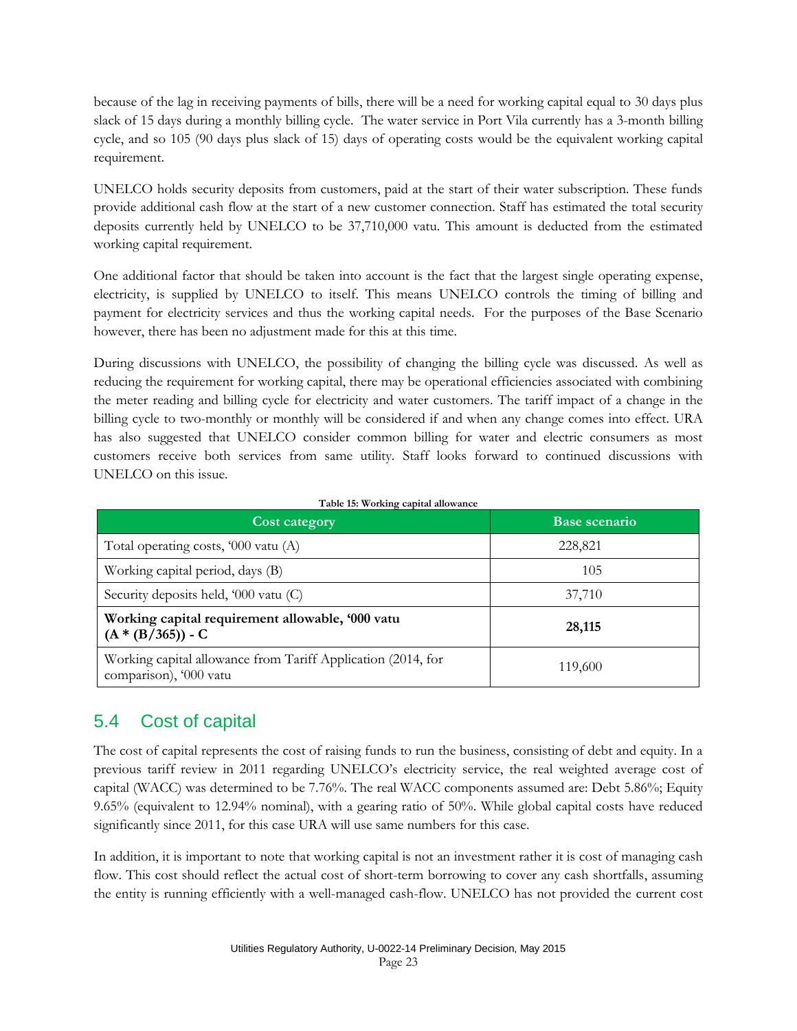because of the lag in receiving payments of bills, there will be a need for working capital equal to 30 days plus slack of 15 days during a monthly billing cycle. The water service in Port Vila currently has a 3-month billing cycle, and so 105 (90 days plus slack of 15) days of operating costs would be the equivalent working capital requirement.

UNELCO holds security deposits from customers, paid at the start of their water subscription. These funds provide additional cash flow at the start of a new customer connection. Staff has estimated the total security deposits currently held by UNELCO to be 37,710,000 vatu. This amount is deducted from the estimated working capital requirement.

One additional factor that should be taken into account is the fact that the largest single operating expense, electricity, is supplied by UNELCO to itself. This means UNELCO controls the timing of billing and payment for electricity services and thus the working capital needs. For the purposes of the Base Scenario however, there has been no adjustment made for this at this time.

During discussions with UNELCO, the possibility of changing the billing cycle was discussed. As well as reducing the requirement for working capital, there may be operational efficiencies associated with combining the meter reading and billing cycle for electricity and water customers. The tariff impact of a change in the billing cycle to two-monthly or monthly will be considered if and when any change comes into effect. URA has also suggested that UNELCO consider common billing for water and electric consumers as most customers receive both services from same utility. Staff looks forward to continued discussions with UNELCO on this issue.

**Table 15: Working capital allowance**

| Cost category | Base scenario |
|---|---|
| Total operating costs, '000 vatu (A) | 228,821 |
| Working capital period, days (B) | 105 |
| Security deposits held, '000 vatu (C) | 37,710 |
| **Working capital requirement allowable, '000 vatu (A * (B/365)) - C** | **28,115** |
| Working capital allowance from Tariff Application (2014, for comparison), '000 vatu | 119,600 |

## 5.4 Cost of capital

The cost of capital represents the cost of raising funds to run the business, consisting of debt and equity. In a previous tariff review in 2011 regarding UNELCO's electricity service, the real weighted average cost of capital (WACC) was determined to be 7.76%. The real WACC components assumed are: Debt 5.86%; Equity 9.65% (equivalent to 12.94% nominal), with a gearing ratio of 50%. While global capital costs have reduced significantly since 2011, for this case URA will use same numbers for this case.

In addition, it is important to note that working capital is not an investment rather it is cost of managing cash flow. This cost should reflect the actual cost of short-term borrowing to cover any cash shortfalls, assuming the entity is running efficiently with a well-managed cash-flow. UNELCO has not provided the current cost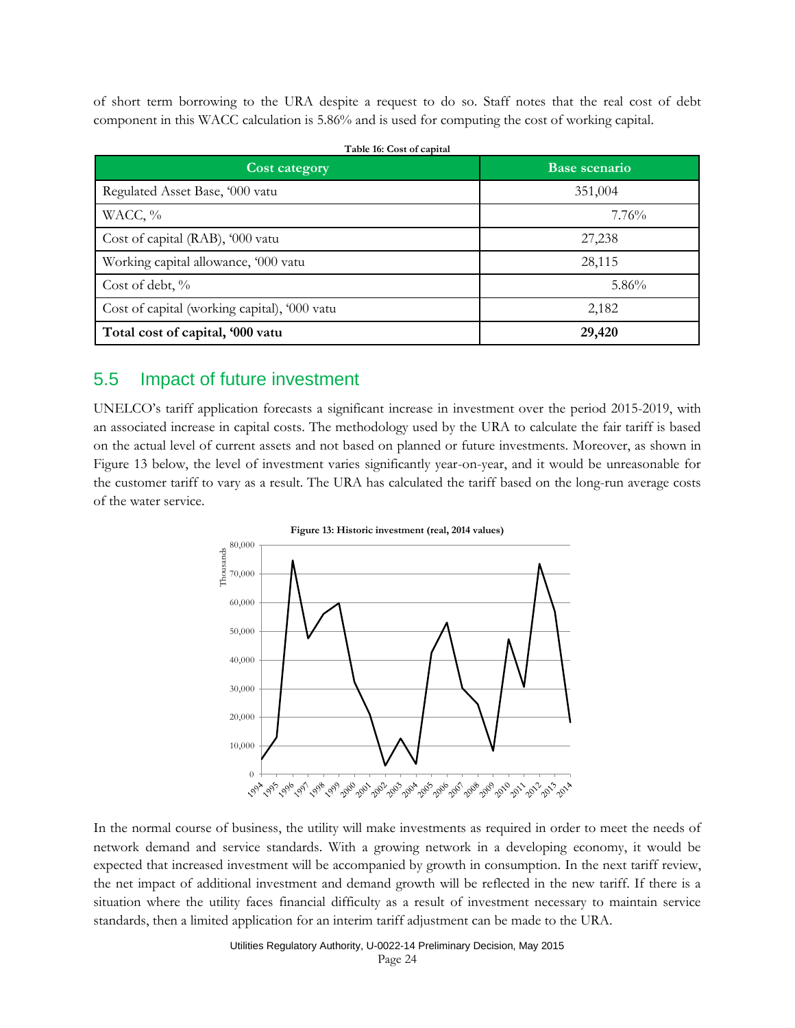of short term borrowing to the URA despite a request to do so. Staff notes that the real cost of debt component in this WACC calculation is 5.86% and is used for computing the cost of working capital.

**Table 16: Cost of capital**

| Cost category | Base scenario |
|---|---|
| Regulated Asset Base, '000 vatu | 351,004 |
| WACC, % | 7.76% |
| Cost of capital (RAB), '000 vatu | 27,238 |
| Working capital allowance, '000 vatu | 28,115 |
| Cost of debt, % | 5.86% |
| Cost of capital (working capital), '000 vatu | 2,182 |
| **Total cost of capital, '000 vatu** | **29,420** |

## 5.5 Impact of future investment

UNELCO's tariff application forecasts a significant increase in investment over the period 2015-2019, with an associated increase in capital costs. The methodology used by the URA to calculate the fair tariff is based on the actual level of current assets and not based on planned or future investments. Moreover, as shown in Figure 13 below, the level of investment varies significantly year-on-year, and it would be unreasonable for the customer tariff to vary as a result. The URA has calculated the tariff based on the long-run average costs of the water service.

**Figure 13: Historic investment (real, 2014 values)**

In the normal course of business, the utility will make investments as required in order to meet the needs of network demand and service standards. With a growing network in a developing economy, it would be expected that increased investment will be accompanied by growth in consumption. In the next tariff review, the net impact of additional investment and demand growth will be reflected in the new tariff. If there is a situation where the utility faces financial difficulty as a result of investment necessary to maintain service standards, then a limited application for an interim tariff adjustment can be made to the URA.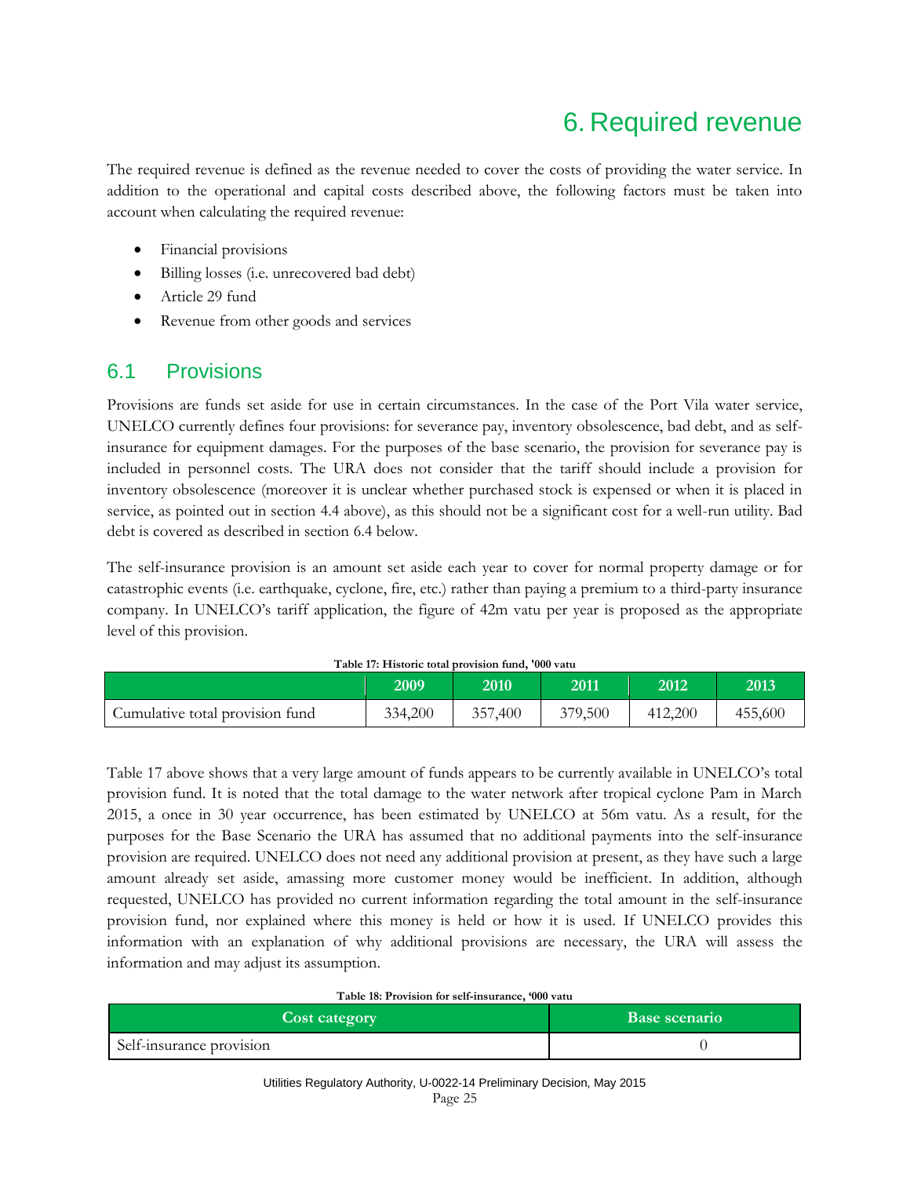# 6. Required revenue

The required revenue is defined as the revenue needed to cover the costs of providing the water service. In addition to the operational and capital costs described above, the following factors must be taken into account when calculating the required revenue:

- Financial provisions
- Billing losses (i.e. unrecovered bad debt)
- Article 29 fund
- Revenue from other goods and services

## 6.1 Provisions

Provisions are funds set aside for use in certain circumstances. In the case of the Port Vila water service, UNELCO currently defines four provisions: for severance pay, inventory obsolescence, bad debt, and as self-insurance for equipment damages. For the purposes of the base scenario, the provision for severance pay is included in personnel costs. The URA does not consider that the tariff should include a provision for inventory obsolescence (moreover it is unclear whether purchased stock is expensed or when it is placed in service, as pointed out in section 4.4 above), as this should not be a significant cost for a well-run utility. Bad debt is covered as described in section 6.4 below.

The self-insurance provision is an amount set aside each year to cover for normal property damage or for catastrophic events (i.e. earthquake, cyclone, fire, etc.) rather than paying a premium to a third-party insurance company. In UNELCO's tariff application, the figure of 42m vatu per year is proposed as the appropriate level of this provision.

**Table 17: Historic total provision fund, '000 vatu**

| | 2009 | 2010 | 2011 | 2012 | 2013 |
|---|---|---|---|---|---|
| Cumulative total provision fund | 334,200 | 357,400 | 379,500 | 412,200 | 455,600 |

Table 17 above shows that a very large amount of funds appears to be currently available in UNELCO's total provision fund. It is noted that the total damage to the water network after tropical cyclone Pam in March 2015, a once in 30 year occurrence, has been estimated by UNELCO at 56m vatu. As a result, for the purposes for the Base Scenario the URA has assumed that no additional payments into the self-insurance provision are required. UNELCO does not need any additional provision at present, as they have such a large amount already set aside, amassing more customer money would be inefficient. In addition, although requested, UNELCO has provided no current information regarding the total amount in the self-insurance provision fund, nor explained where this money is held or how it is used. If UNELCO provides this information with an explanation of why additional provisions are necessary, the URA will assess the information and may adjust its assumption.

**Table 18: Provision for self-insurance, '000 vatu**

| Cost category | Base scenario |
|---|---|
| Self-insurance provision | 0 |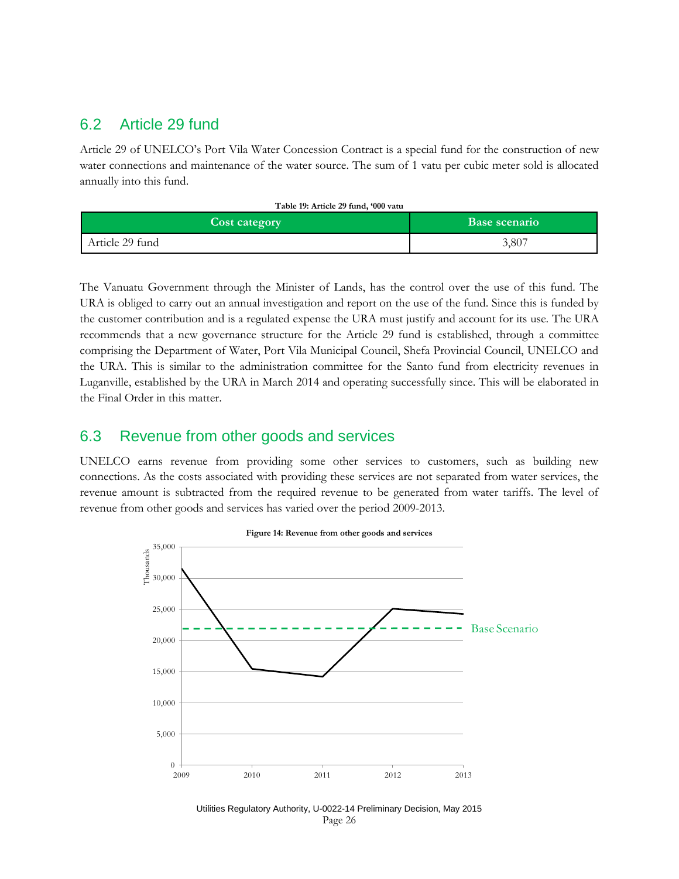## 6.2 Article 29 fund

Article 29 of UNELCO's Port Vila Water Concession Contract is a special fund for the construction of new water connections and maintenance of the water source. The sum of 1 vatu per cubic meter sold is allocated annually into this fund.

**Table 19: Article 29 fund, '000 vatu**

| Cost category | Base scenario |
|---|---|
| Article 29 fund | 3,807 |

The Vanuatu Government through the Minister of Lands, has the control over the use of this fund. The URA is obliged to carry out an annual investigation and report on the use of the fund. Since this is funded by the customer contribution and is a regulated expense the URA must justify and account for its use. The URA recommends that a new governance structure for the Article 29 fund is established, through a committee comprising the Department of Water, Port Vila Municipal Council, Shefa Provincial Council, UNELCO and the URA. This is similar to the administration committee for the Santo fund from electricity revenues in Luganville, established by the URA in March 2014 and operating successfully since. This will be elaborated in the Final Order in this matter.

## 6.3 Revenue from other goods and services

UNELCO earns revenue from providing some other services to customers, such as building new connections. As the costs associated with providing these services are not separated from water services, the revenue amount is subtracted from the required revenue to be generated from water tariffs. The level of revenue from other goods and services has varied over the period 2009-2013.

**Figure 14: Revenue from other goods and services**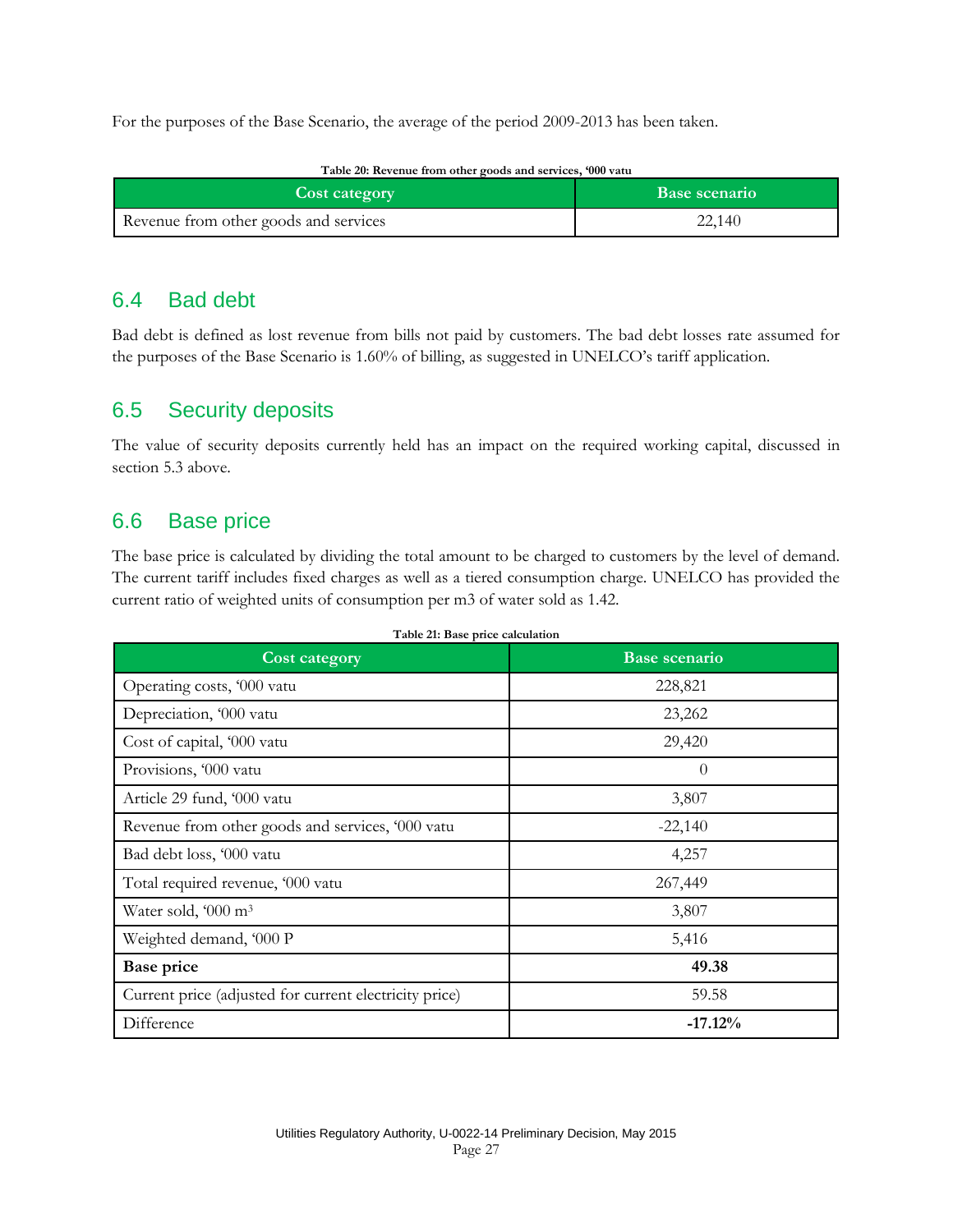For the purposes of the Base Scenario, the average of the period 2009-2013 has been taken.

**Table 20: Revenue from other goods and services, '000 vatu**

| Cost category | Base scenario |
| --- | --- |
| Revenue from other goods and services | 22,140 |

## 6.4 Bad debt

Bad debt is defined as lost revenue from bills not paid by customers. The bad debt losses rate assumed for the purposes of the Base Scenario is 1.60% of billing, as suggested in UNELCO's tariff application.

## 6.5 Security deposits

The value of security deposits currently held has an impact on the required working capital, discussed in section 5.3 above.

## 6.6 Base price

The base price is calculated by dividing the total amount to be charged to customers by the level of demand. The current tariff includes fixed charges as well as a tiered consumption charge. UNELCO has provided the current ratio of weighted units of consumption per m3 of water sold as 1.42.

**Table 21: Base price calculation**

| Cost category | Base scenario |
| --- | --- |
| Operating costs, '000 vatu | 228,821 |
| Depreciation, '000 vatu | 23,262 |
| Cost of capital, '000 vatu | 29,420 |
| Provisions, '000 vatu | 0 |
| Article 29 fund, '000 vatu | 3,807 |
| Revenue from other goods and services, '000 vatu | -22,140 |
| Bad debt loss, '000 vatu | 4,257 |
| Total required revenue, '000 vatu | 267,449 |
| Water sold, '000 $m^3$ | 3,807 |
| Weighted demand, '000 P | 5,416 |
| **Base price** | **49.38** |
| Current price (adjusted for current electricity price) | 59.58 |
| Difference | **-17.12%** |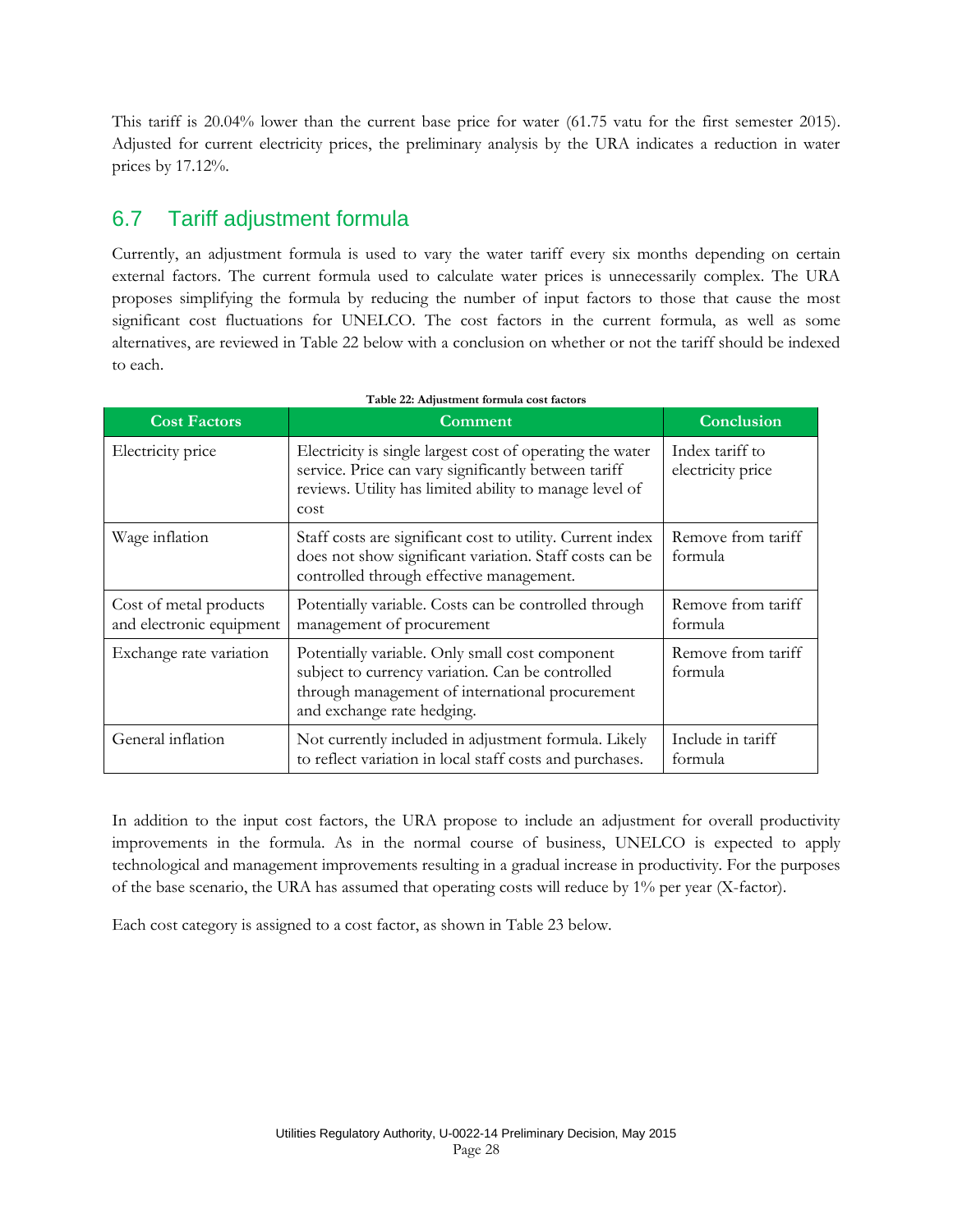This tariff is 20.04% lower than the current base price for water (61.75 vatu for the first semester 2015). Adjusted for current electricity prices, the preliminary analysis by the URA indicates a reduction in water prices by 17.12%.

## 6.7 Tariff adjustment formula

Currently, an adjustment formula is used to vary the water tariff every six months depending on certain external factors. The current formula used to calculate water prices is unnecessarily complex. The URA proposes simplifying the formula by reducing the number of input factors to those that cause the most significant cost fluctuations for UNELCO. The cost factors in the current formula, as well as some alternatives, are reviewed in Table 22 below with a conclusion on whether or not the tariff should be indexed to each.

**Table 22: Adjustment formula cost factors**

| Cost Factors | Comment | Conclusion |
|---|---|---|
| Electricity price | Electricity is single largest cost of operating the water service. Price can vary significantly between tariff reviews. Utility has limited ability to manage level of cost | Index tariff to electricity price |
| Wage inflation | Staff costs are significant cost to utility. Current index does not show significant variation. Staff costs can be controlled through effective management. | Remove from tariff formula |
| Cost of metal products and electronic equipment | Potentially variable. Costs can be controlled through management of procurement | Remove from tariff formula |
| Exchange rate variation | Potentially variable. Only small cost component subject to currency variation. Can be controlled through management of international procurement and exchange rate hedging. | Remove from tariff formula |
| General inflation | Not currently included in adjustment formula. Likely to reflect variation in local staff costs and purchases. | Include in tariff formula |

In addition to the input cost factors, the URA propose to include an adjustment for overall productivity improvements in the formula. As in the normal course of business, UNELCO is expected to apply technological and management improvements resulting in a gradual increase in productivity. For the purposes of the base scenario, the URA has assumed that operating costs will reduce by 1% per year (X-factor).

Each cost category is assigned to a cost factor, as shown in Table 23 below.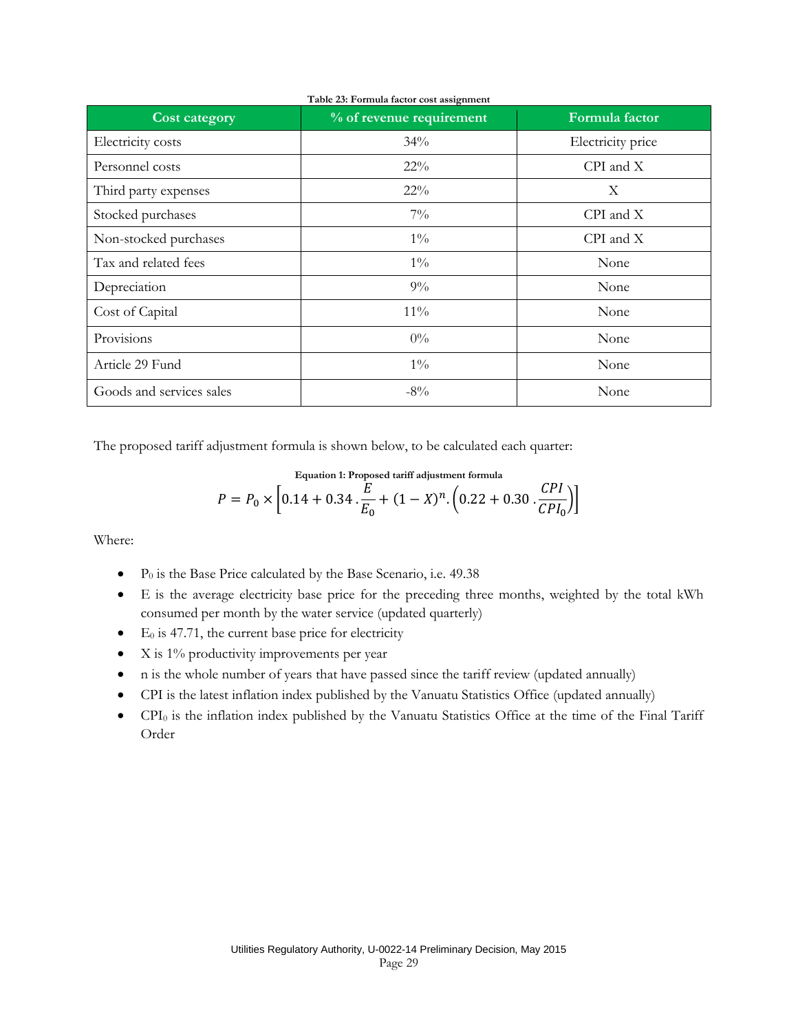**Table 23: Formula factor cost assignment**

| Cost category | % of revenue requirement | Formula factor |
| --- | --- | --- |
| Electricity costs | 34% | Electricity price |
| Personnel costs | 22% | CPI and X |
| Third party expenses | 22% | X |
| Stocked purchases | 7% | CPI and X |
| Non-stocked purchases | 1% | CPI and X |
| Tax and related fees | 1% | None |
| Depreciation | 9% | None |
| Cost of Capital | 11% | None |
| Provisions | 0% | None |
| Article 29 Fund | 1% | None |
| Goods and services sales | -8% | None |

The proposed tariff adjustment formula is shown below, to be calculated each quarter:

**Equation 1: Proposed tariff adjustment formula**

$$P = P_0 \times \left[0.14 + 0.34 \, . \frac{E}{E_0} + (1 - X)^n . \left(0.22 + 0.30 \, . \frac{CPI}{CPI_0}\right)\right]$$

Where:

- $P_0$ is the Base Price calculated by the Base Scenario, i.e. 49.38
- E is the average electricity base price for the preceding three months, weighted by the total kWh consumed per month by the water service (updated quarterly)
- $E_0$ is 47.71, the current base price for electricity
- X is 1% productivity improvements per year
- n is the whole number of years that have passed since the tariff review (updated annually)
- CPI is the latest inflation index published by the Vanuatu Statistics Office (updated annually)
- $CPI_0$ is the inflation index published by the Vanuatu Statistics Office at the time of the Final Tariff Order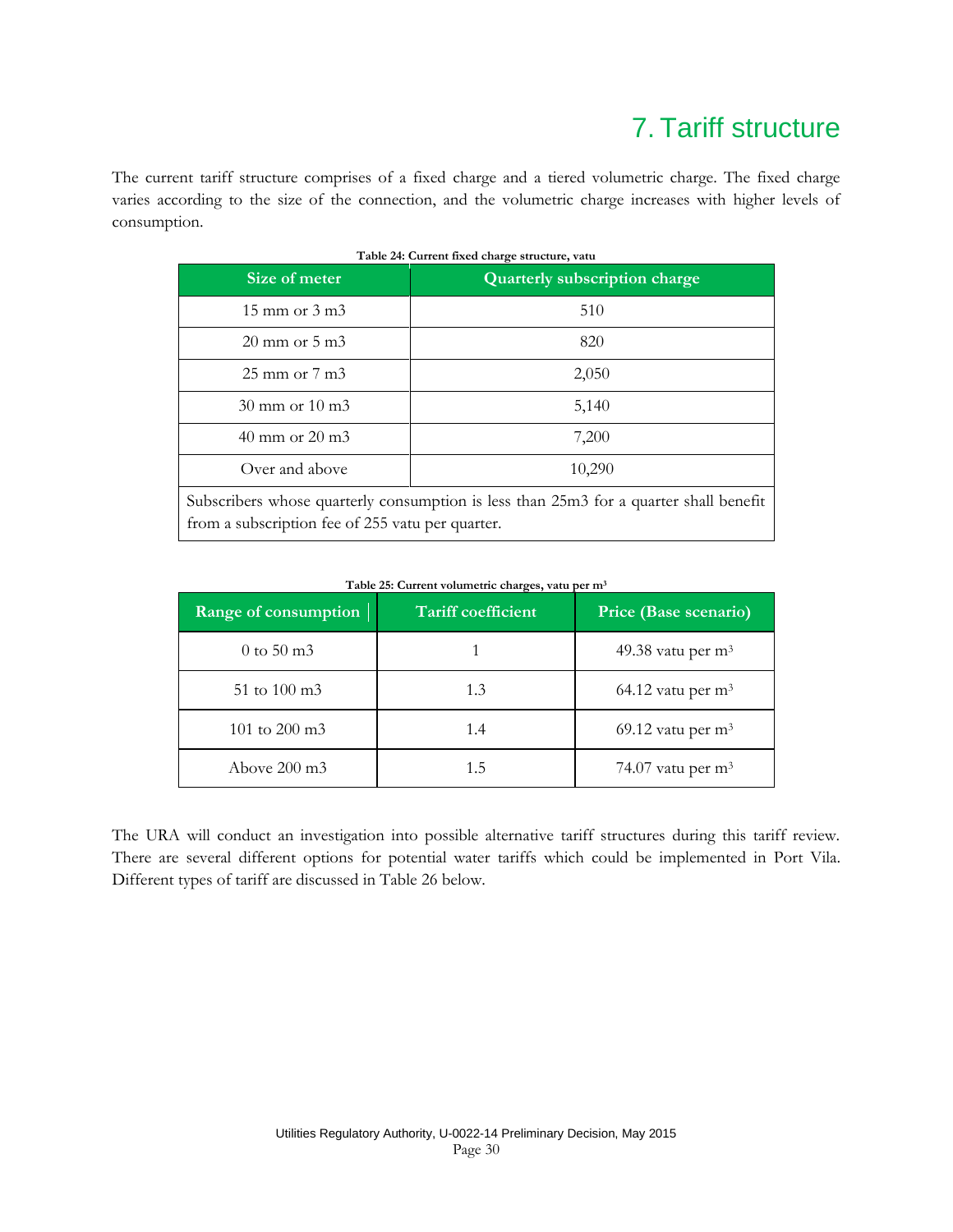# 7. Tariff structure

The current tariff structure comprises of a fixed charge and a tiered volumetric charge. The fixed charge varies according to the size of the connection, and the volumetric charge increases with higher levels of consumption.

**Table 24: Current fixed charge structure, vatu**

| Size of meter | Quarterly subscription charge |
|---|---|
| 15 mm or 3 m3 | 510 |
| 20 mm or 5 m3 | 820 |
| 25 mm or 7 m3 | 2,050 |
| 30 mm or 10 m3 | 5,140 |
| 40 mm or 20 m3 | 7,200 |
| Over and above | 10,290 |
| Subscribers whose quarterly consumption is less than 25m3 for a quarter shall benefit from a subscription fee of 255 vatu per quarter. | |

**Table 25: Current volumetric charges, vatu per m³**

| Range of consumption | Tariff coefficient | Price (Base scenario) |
|---|---|---|
| 0 to 50 m3 | 1 | 49.38 vatu per m³ |
| 51 to 100 m3 | 1.3 | 64.12 vatu per m³ |
| 101 to 200 m3 | 1.4 | 69.12 vatu per m³ |
| Above 200 m3 | 1.5 | 74.07 vatu per m³ |

The URA will conduct an investigation into possible alternative tariff structures during this tariff review. There are several different options for potential water tariffs which could be implemented in Port Vila. Different types of tariff are discussed in Table 26 below.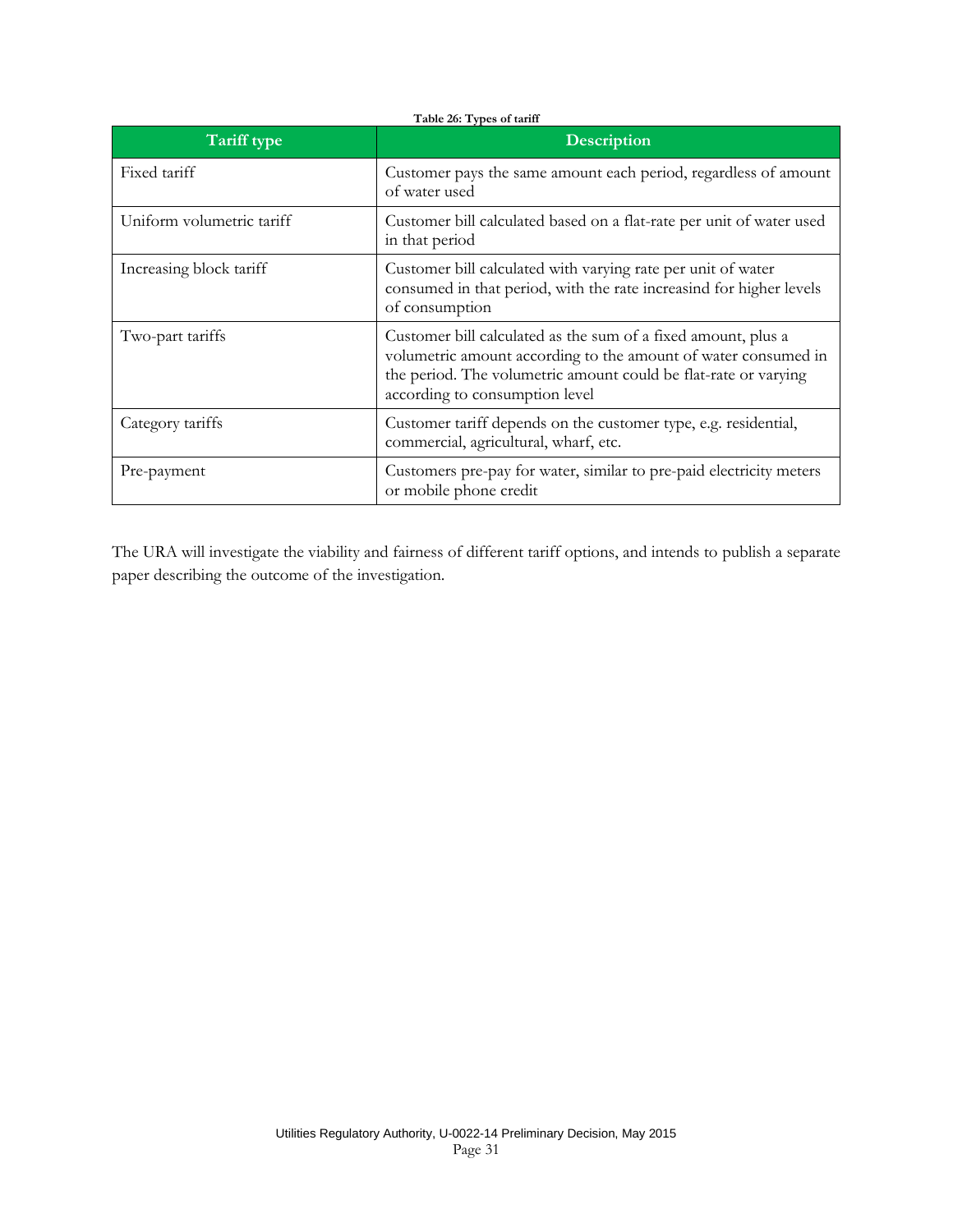**Table 26: Types of tariff**

| Tariff type | Description |
| --- | --- |
| Fixed tariff | Customer pays the same amount each period, regardless of amount of water used |
| Uniform volumetric tariff | Customer bill calculated based on a flat-rate per unit of water used in that period |
| Increasing block tariff | Customer bill calculated with varying rate per unit of water consumed in that period, with the rate increasind for higher levels of consumption |
| Two-part tariffs | Customer bill calculated as the sum of a fixed amount, plus a volumetric amount according to the amount of water consumed in the period. The volumetric amount could be flat-rate or varying according to consumption level |
| Category tariffs | Customer tariff depends on the customer type, e.g. residential, commercial, agricultural, wharf, etc. |
| Pre-payment | Customers pre-pay for water, similar to pre-paid electricity meters or mobile phone credit |

The URA will investigate the viability and fairness of different tariff options, and intends to publish a separate paper describing the outcome of the investigation.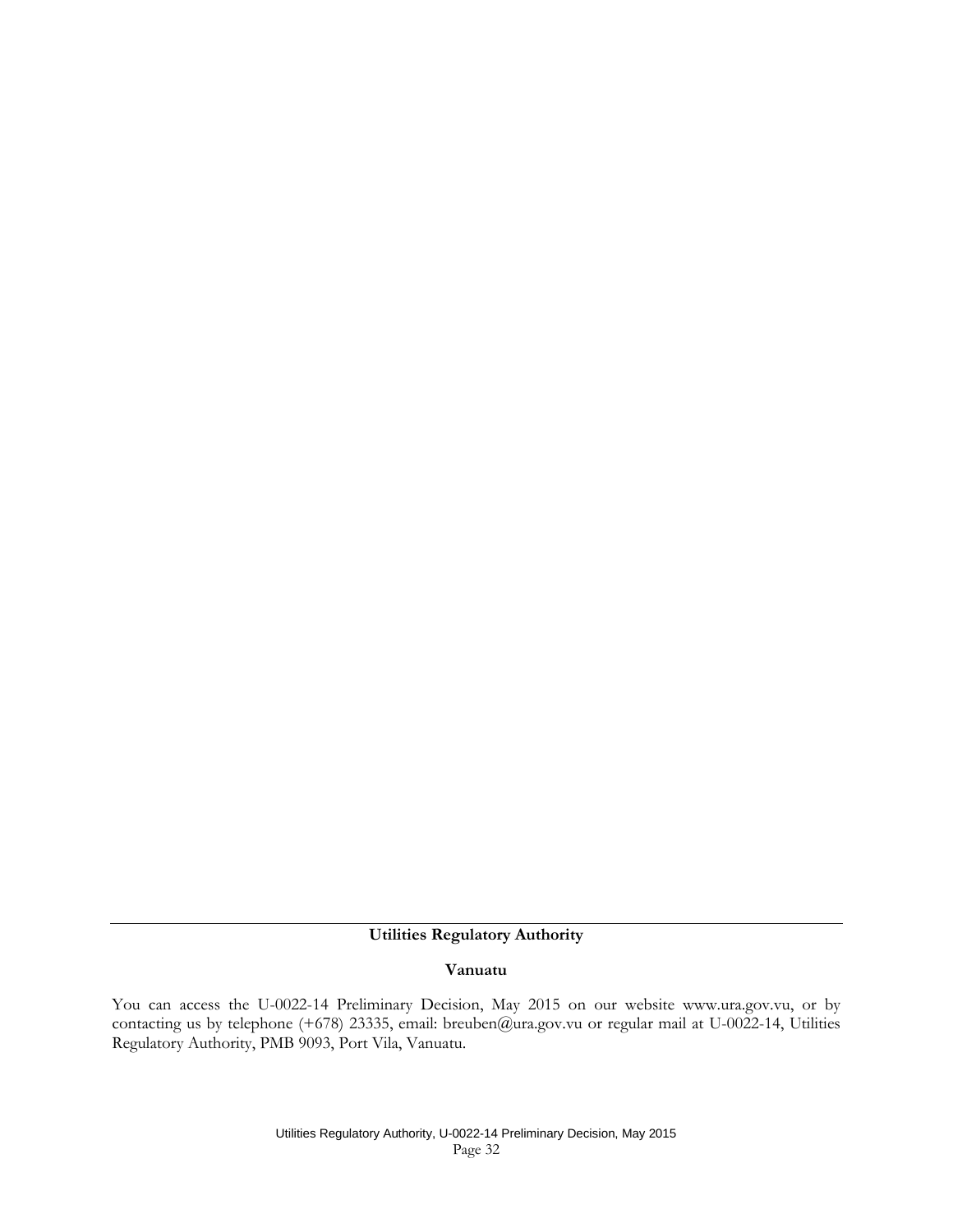---

**Utilities Regulatory Authority**

**Vanuatu**

You can access the U-0022-14 Preliminary Decision, May 2015 on our website www.ura.gov.vu, or by contacting us by telephone (+678) 23335, email: breuben@ura.gov.vu or regular mail at U-0022-14, Utilities Regulatory Authority, PMB 9093, Port Vila, Vanuatu.